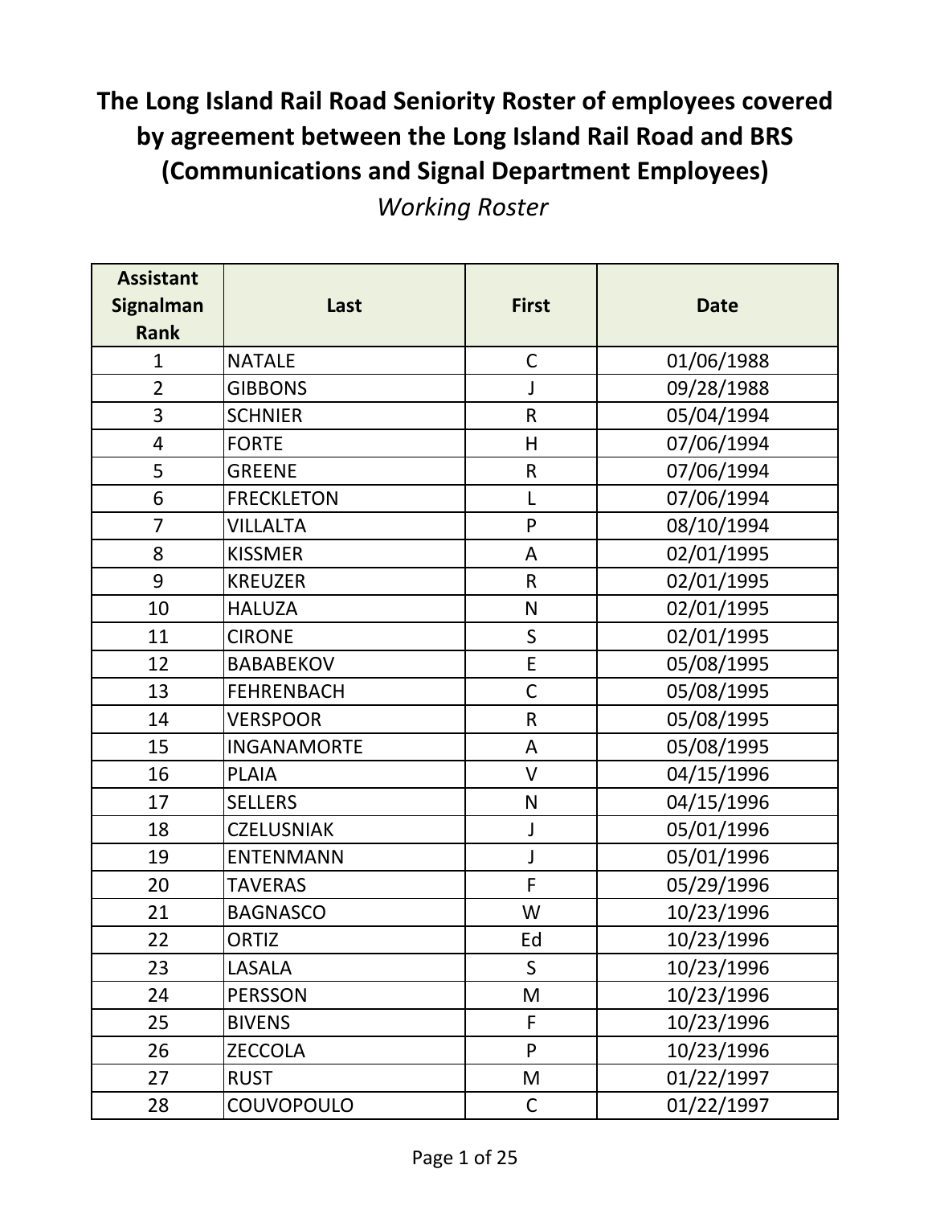# The Long Island Rail Road Seniority Roster of employees covered by agreement between the Long Island Rail Road and BRS (Communications and Signal Department Employees)

*Working Roster*

| Assistant Signalman Rank | Last | First | Date |
| --- | --- | --- | --- |
| 1 | NATALE | C | 01/06/1988 |
| 2 | GIBBONS | J | 09/28/1988 |
| 3 | SCHNIER | R | 05/04/1994 |
| 4 | FORTE | H | 07/06/1994 |
| 5 | GREENE | R | 07/06/1994 |
| 6 | FRECKLETON | L | 07/06/1994 |
| 7 | VILLALTA | P | 08/10/1994 |
| 8 | KISSMER | A | 02/01/1995 |
| 9 | KREUZER | R | 02/01/1995 |
| 10 | HALUZA | N | 02/01/1995 |
| 11 | CIRONE | S | 02/01/1995 |
| 12 | BABABEKOV | E | 05/08/1995 |
| 13 | FEHRENBACH | C | 05/08/1995 |
| 14 | VERSPOOR | R | 05/08/1995 |
| 15 | INGANAMORTE | A | 05/08/1995 |
| 16 | PLAIA | V | 04/15/1996 |
| 17 | SELLERS | N | 04/15/1996 |
| 18 | CZELUSNIAK | J | 05/01/1996 |
| 19 | ENTENMANN | J | 05/01/1996 |
| 20 | TAVERAS | F | 05/29/1996 |
| 21 | BAGNASCO | W | 10/23/1996 |
| 22 | ORTIZ | Ed | 10/23/1996 |
| 23 | LASALA | S | 10/23/1996 |
| 24 | PERSSON | M | 10/23/1996 |
| 25 | BIVENS | F | 10/23/1996 |
| 26 | ZECCOLA | P | 10/23/1996 |
| 27 | RUST | M | 01/22/1997 |
| 28 | COUVOPOULO | C | 01/22/1997 |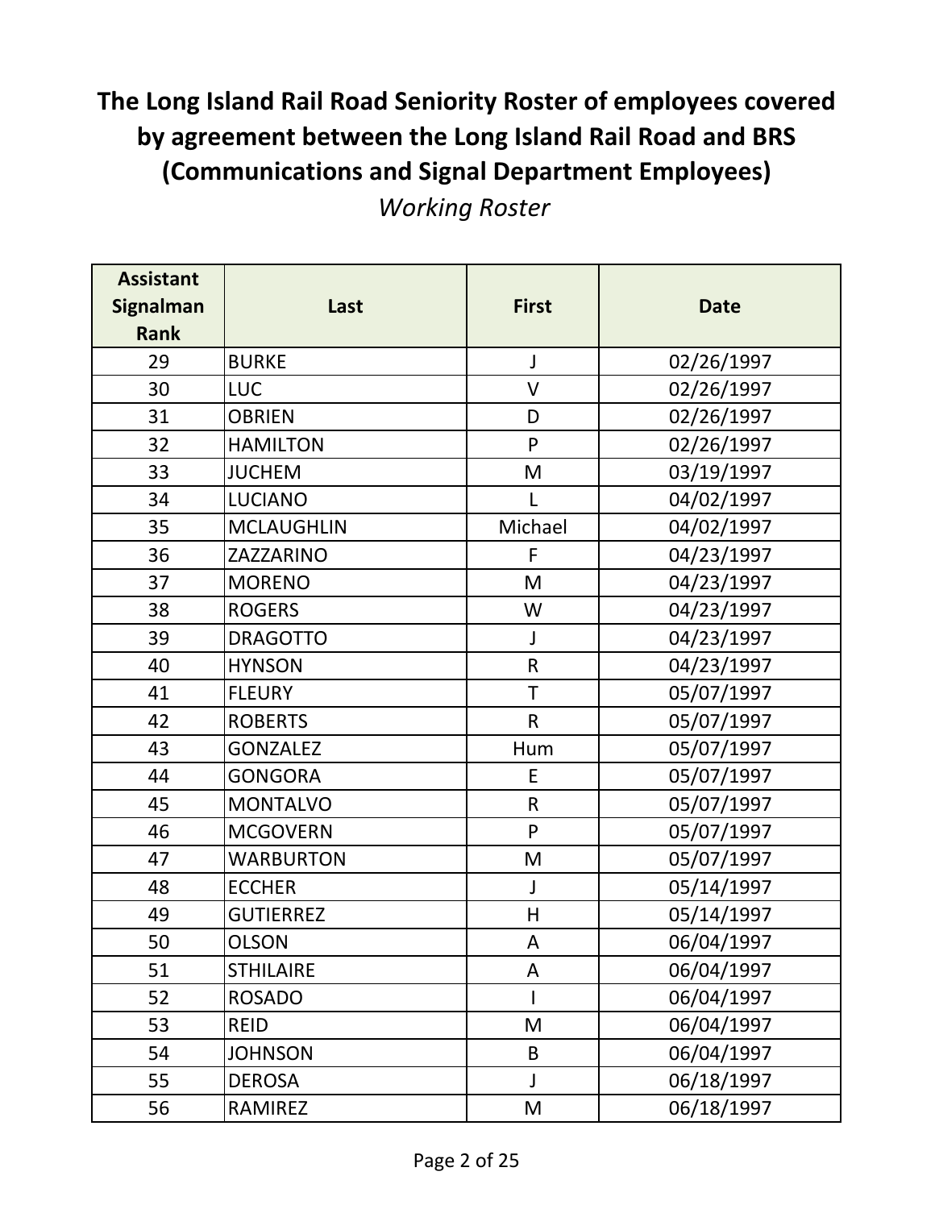# The Long Island Rail Road Seniority Roster of employees covered by agreement between the Long Island Rail Road and BRS (Communications and Signal Department Employees)

*Working Roster*

| Assistant Signalman Rank | Last | First | Date |
|---|---|---|---|
| 29 | BURKE | J | 02/26/1997 |
| 30 | LUC | V | 02/26/1997 |
| 31 | OBRIEN | D | 02/26/1997 |
| 32 | HAMILTON | P | 02/26/1997 |
| 33 | JUCHEM | M | 03/19/1997 |
| 34 | LUCIANO | L | 04/02/1997 |
| 35 | MCLAUGHLIN | Michael | 04/02/1997 |
| 36 | ZAZZARINO | F | 04/23/1997 |
| 37 | MORENO | M | 04/23/1997 |
| 38 | ROGERS | W | 04/23/1997 |
| 39 | DRAGOTTO | J | 04/23/1997 |
| 40 | HYNSON | R | 04/23/1997 |
| 41 | FLEURY | T | 05/07/1997 |
| 42 | ROBERTS | R | 05/07/1997 |
| 43 | GONZALEZ | Hum | 05/07/1997 |
| 44 | GONGORA | E | 05/07/1997 |
| 45 | MONTALVO | R | 05/07/1997 |
| 46 | MCGOVERN | P | 05/07/1997 |
| 47 | WARBURTON | M | 05/07/1997 |
| 48 | ECCHER | J | 05/14/1997 |
| 49 | GUTIERREZ | H | 05/14/1997 |
| 50 | OLSON | A | 06/04/1997 |
| 51 | STHILAIRE | A | 06/04/1997 |
| 52 | ROSADO | I | 06/04/1997 |
| 53 | REID | M | 06/04/1997 |
| 54 | JOHNSON | B | 06/04/1997 |
| 55 | DEROSA | J | 06/18/1997 |
| 56 | RAMIREZ | M | 06/18/1997 |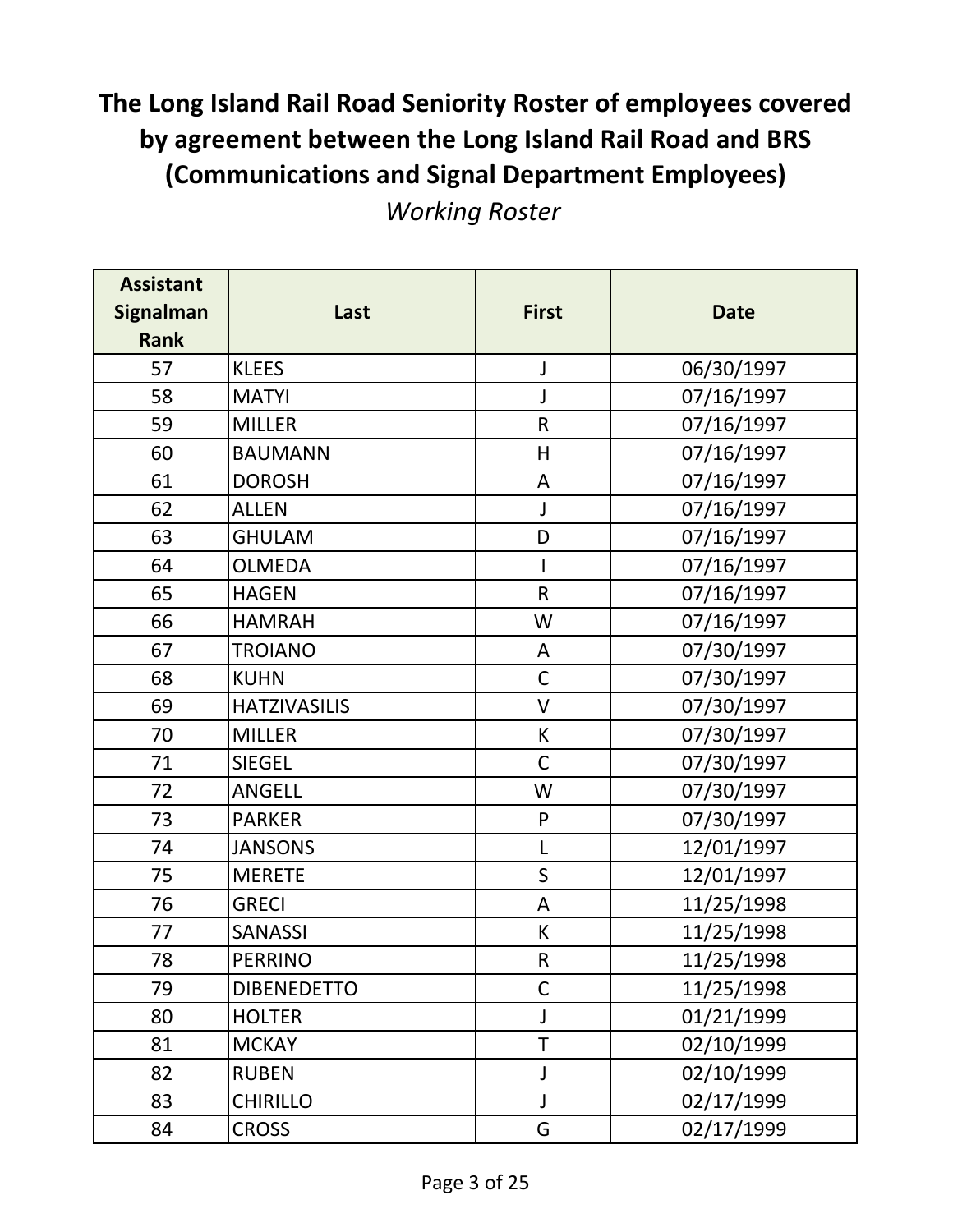# The Long Island Rail Road Seniority Roster of employees covered by agreement between the Long Island Rail Road and BRS (Communications and Signal Department Employees)

*Working Roster*

| Assistant Signalman Rank | Last | First | Date |
|---|---|---|---|
| 57 | KLEES | J | 06/30/1997 |
| 58 | MATYI | J | 07/16/1997 |
| 59 | MILLER | R | 07/16/1997 |
| 60 | BAUMANN | H | 07/16/1997 |
| 61 | DOROSH | A | 07/16/1997 |
| 62 | ALLEN | J | 07/16/1997 |
| 63 | GHULAM | D | 07/16/1997 |
| 64 | OLMEDA | I | 07/16/1997 |
| 65 | HAGEN | R | 07/16/1997 |
| 66 | HAMRAH | W | 07/16/1997 |
| 67 | TROIANO | A | 07/30/1997 |
| 68 | KUHN | C | 07/30/1997 |
| 69 | HATZIVASILIS | V | 07/30/1997 |
| 70 | MILLER | K | 07/30/1997 |
| 71 | SIEGEL | C | 07/30/1997 |
| 72 | ANGELL | W | 07/30/1997 |
| 73 | PARKER | P | 07/30/1997 |
| 74 | JANSONS | L | 12/01/1997 |
| 75 | MERETE | S | 12/01/1997 |
| 76 | GRECI | A | 11/25/1998 |
| 77 | SANASSI | K | 11/25/1998 |
| 78 | PERRINO | R | 11/25/1998 |
| 79 | DIBENEDETTO | C | 11/25/1998 |
| 80 | HOLTER | J | 01/21/1999 |
| 81 | MCKAY | T | 02/10/1999 |
| 82 | RUBEN | J | 02/10/1999 |
| 83 | CHIRILLO | J | 02/17/1999 |
| 84 | CROSS | G | 02/17/1999 |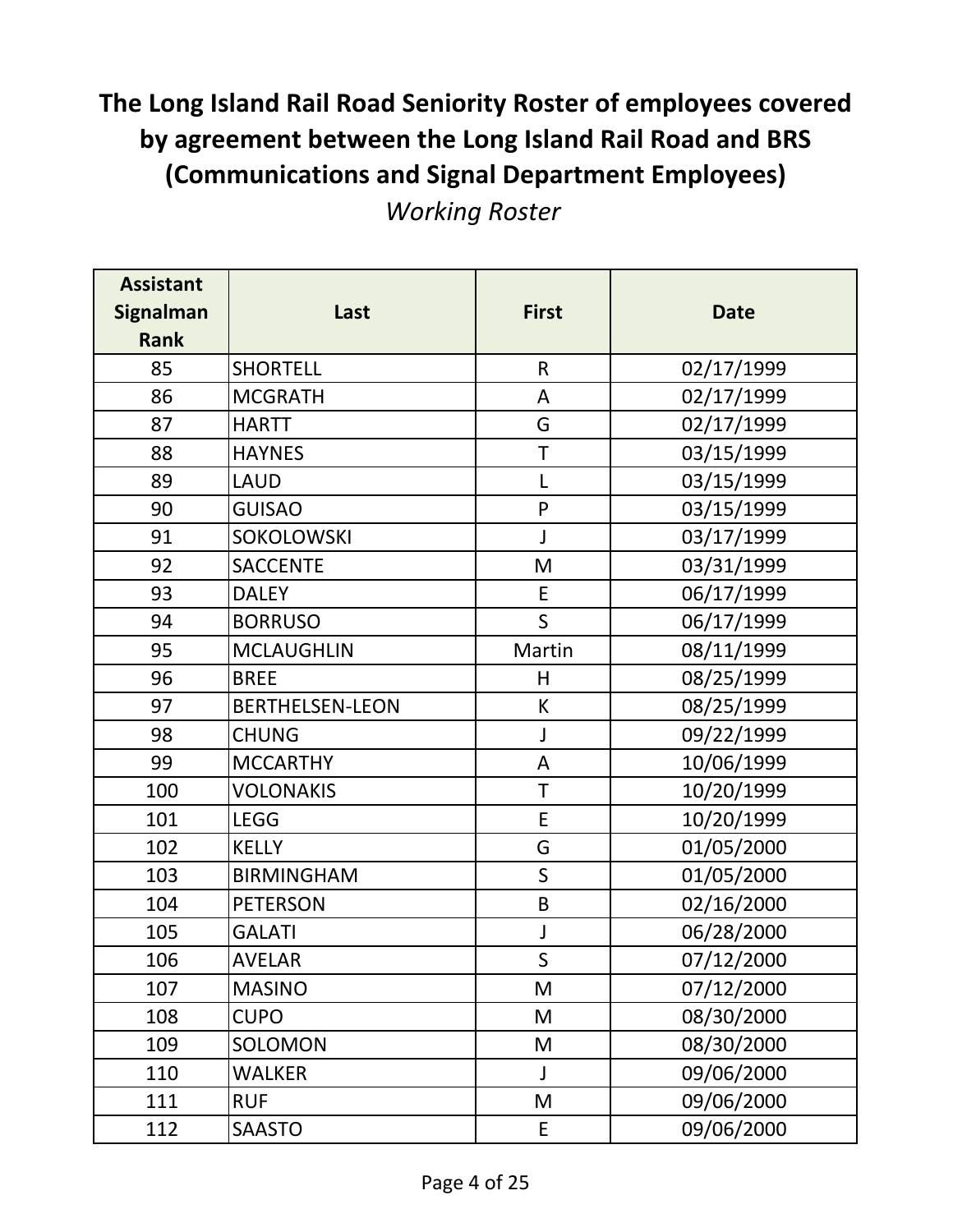# The Long Island Rail Road Seniority Roster of employees covered by agreement between the Long Island Rail Road and BRS (Communications and Signal Department Employees)

*Working Roster*

| Assistant Signalman Rank | Last | First | Date |
|---|---|---|---|
| 85 | SHORTELL | R | 02/17/1999 |
| 86 | MCGRATH | A | 02/17/1999 |
| 87 | HARTT | G | 02/17/1999 |
| 88 | HAYNES | T | 03/15/1999 |
| 89 | LAUD | L | 03/15/1999 |
| 90 | GUISAO | P | 03/15/1999 |
| 91 | SOKOLOWSKI | J | 03/17/1999 |
| 92 | SACCENTE | M | 03/31/1999 |
| 93 | DALEY | E | 06/17/1999 |
| 94 | BORRUSO | S | 06/17/1999 |
| 95 | MCLAUGHLIN | Martin | 08/11/1999 |
| 96 | BREE | H | 08/25/1999 |
| 97 | BERTHELSEN-LEON | K | 08/25/1999 |
| 98 | CHUNG | J | 09/22/1999 |
| 99 | MCCARTHY | A | 10/06/1999 |
| 100 | VOLONAKIS | T | 10/20/1999 |
| 101 | LEGG | E | 10/20/1999 |
| 102 | KELLY | G | 01/05/2000 |
| 103 | BIRMINGHAM | S | 01/05/2000 |
| 104 | PETERSON | B | 02/16/2000 |
| 105 | GALATI | J | 06/28/2000 |
| 106 | AVELAR | S | 07/12/2000 |
| 107 | MASINO | M | 07/12/2000 |
| 108 | CUPO | M | 08/30/2000 |
| 109 | SOLOMON | M | 08/30/2000 |
| 110 | WALKER | J | 09/06/2000 |
| 111 | RUF | M | 09/06/2000 |
| 112 | SAASTO | E | 09/06/2000 |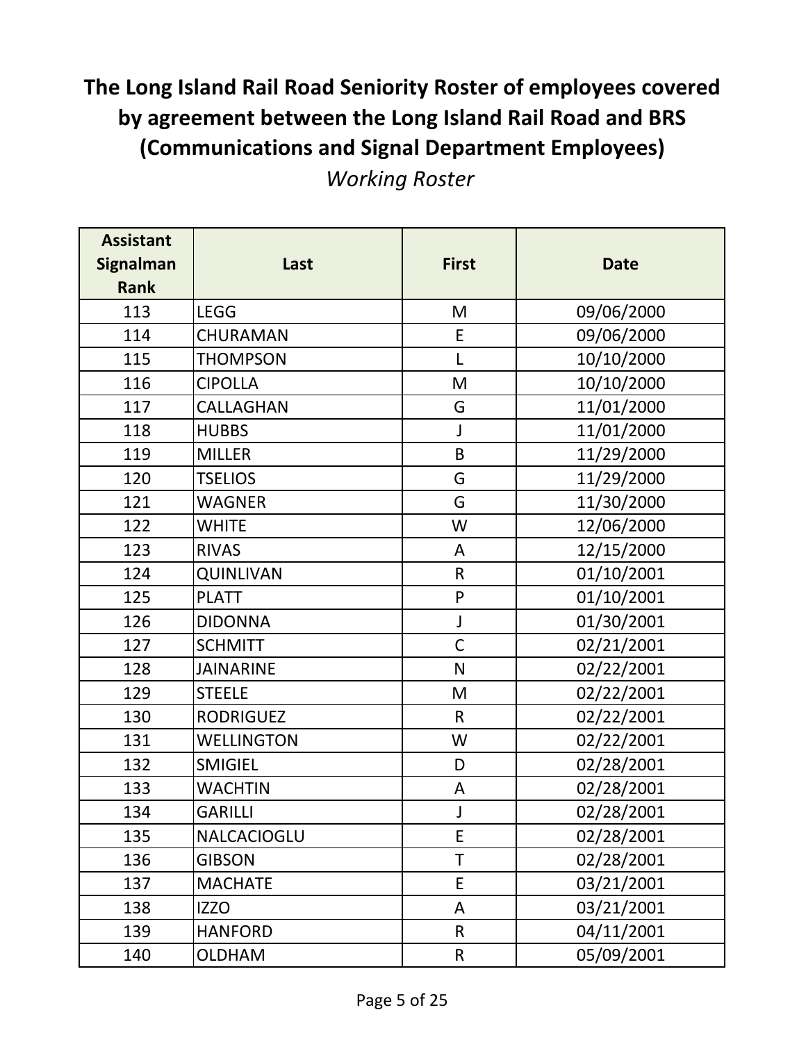# The Long Island Rail Road Seniority Roster of employees covered by agreement between the Long Island Rail Road and BRS (Communications and Signal Department Employees)

*Working Roster*

| Assistant Signalman Rank | Last | First | Date |
|---|---|---|---|
| 113 | LEGG | M | 09/06/2000 |
| 114 | CHURAMAN | E | 09/06/2000 |
| 115 | THOMPSON | L | 10/10/2000 |
| 116 | CIPOLLA | M | 10/10/2000 |
| 117 | CALLAGHAN | G | 11/01/2000 |
| 118 | HUBBS | J | 11/01/2000 |
| 119 | MILLER | B | 11/29/2000 |
| 120 | TSELIOS | G | 11/29/2000 |
| 121 | WAGNER | G | 11/30/2000 |
| 122 | WHITE | W | 12/06/2000 |
| 123 | RIVAS | A | 12/15/2000 |
| 124 | QUINLIVAN | R | 01/10/2001 |
| 125 | PLATT | P | 01/10/2001 |
| 126 | DIDONNA | J | 01/30/2001 |
| 127 | SCHMITT | C | 02/21/2001 |
| 128 | JAINARINE | N | 02/22/2001 |
| 129 | STEELE | M | 02/22/2001 |
| 130 | RODRIGUEZ | R | 02/22/2001 |
| 131 | WELLINGTON | W | 02/22/2001 |
| 132 | SMIGIEL | D | 02/28/2001 |
| 133 | WACHTIN | A | 02/28/2001 |
| 134 | GARILLI | J | 02/28/2001 |
| 135 | NALCACIOGLU | E | 02/28/2001 |
| 136 | GIBSON | T | 02/28/2001 |
| 137 | MACHATE | E | 03/21/2001 |
| 138 | IZZO | A | 03/21/2001 |
| 139 | HANFORD | R | 04/11/2001 |
| 140 | OLDHAM | R | 05/09/2001 |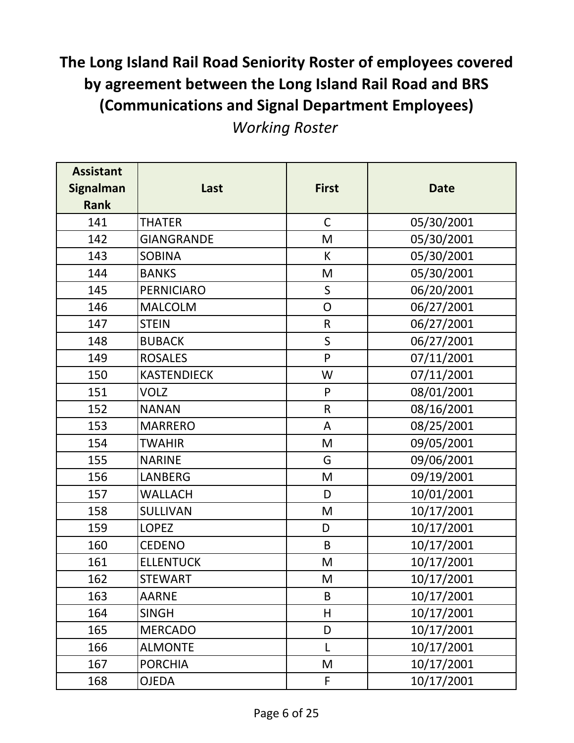# The Long Island Rail Road Seniority Roster of employees covered by agreement between the Long Island Rail Road and BRS (Communications and Signal Department Employees)

*Working Roster*

| Assistant Signalman Rank | Last | First | Date |
|---|---|---|---|
| 141 | THATER | C | 05/30/2001 |
| 142 | GIANGRANDE | M | 05/30/2001 |
| 143 | SOBINA | K | 05/30/2001 |
| 144 | BANKS | M | 05/30/2001 |
| 145 | PERNICIARO | S | 06/20/2001 |
| 146 | MALCOLM | O | 06/27/2001 |
| 147 | STEIN | R | 06/27/2001 |
| 148 | BUBACK | S | 06/27/2001 |
| 149 | ROSALES | P | 07/11/2001 |
| 150 | KASTENDIECK | W | 07/11/2001 |
| 151 | VOLZ | P | 08/01/2001 |
| 152 | NANAN | R | 08/16/2001 |
| 153 | MARRERO | A | 08/25/2001 |
| 154 | TWAHIR | M | 09/05/2001 |
| 155 | NARINE | G | 09/06/2001 |
| 156 | LANBERG | M | 09/19/2001 |
| 157 | WALLACH | D | 10/01/2001 |
| 158 | SULLIVAN | M | 10/17/2001 |
| 159 | LOPEZ | D | 10/17/2001 |
| 160 | CEDENO | B | 10/17/2001 |
| 161 | ELLENTUCK | M | 10/17/2001 |
| 162 | STEWART | M | 10/17/2001 |
| 163 | AARNE | B | 10/17/2001 |
| 164 | SINGH | H | 10/17/2001 |
| 165 | MERCADO | D | 10/17/2001 |
| 166 | ALMONTE | L | 10/17/2001 |
| 167 | PORCHIA | M | 10/17/2001 |
| 168 | OJEDA | F | 10/17/2001 |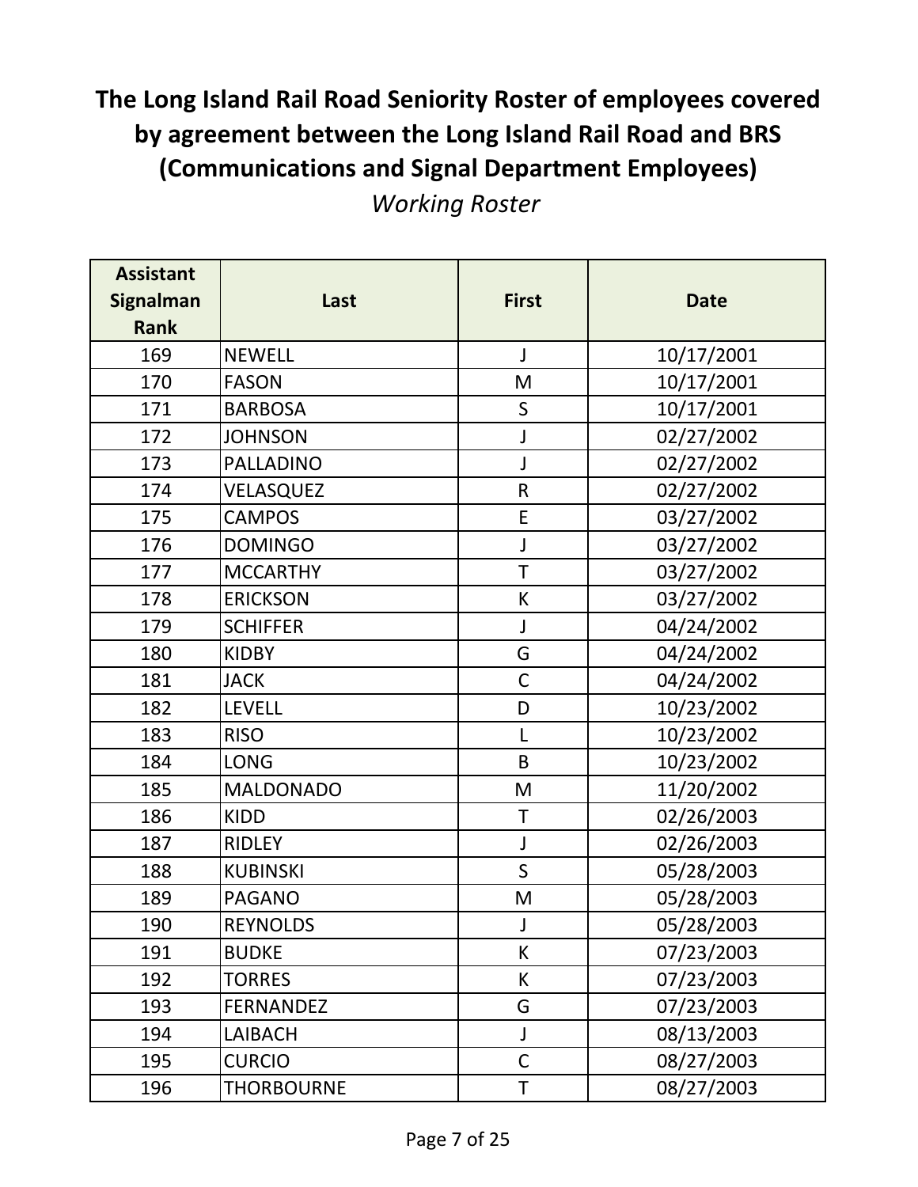# The Long Island Rail Road Seniority Roster of employees covered by agreement between the Long Island Rail Road and BRS (Communications and Signal Department Employees)

*Working Roster*

| Assistant Signalman Rank | Last | First | Date |
|---|---|---|---|
| 169 | NEWELL | J | 10/17/2001 |
| 170 | FASON | M | 10/17/2001 |
| 171 | BARBOSA | S | 10/17/2001 |
| 172 | JOHNSON | J | 02/27/2002 |
| 173 | PALLADINO | J | 02/27/2002 |
| 174 | VELASQUEZ | R | 02/27/2002 |
| 175 | CAMPOS | E | 03/27/2002 |
| 176 | DOMINGO | J | 03/27/2002 |
| 177 | MCCARTHY | T | 03/27/2002 |
| 178 | ERICKSON | K | 03/27/2002 |
| 179 | SCHIFFER | J | 04/24/2002 |
| 180 | KIDBY | G | 04/24/2002 |
| 181 | JACK | C | 04/24/2002 |
| 182 | LEVELL | D | 10/23/2002 |
| 183 | RISO | L | 10/23/2002 |
| 184 | LONG | B | 10/23/2002 |
| 185 | MALDONADO | M | 11/20/2002 |
| 186 | KIDD | T | 02/26/2003 |
| 187 | RIDLEY | J | 02/26/2003 |
| 188 | KUBINSKI | S | 05/28/2003 |
| 189 | PAGANO | M | 05/28/2003 |
| 190 | REYNOLDS | J | 05/28/2003 |
| 191 | BUDKE | K | 07/23/2003 |
| 192 | TORRES | K | 07/23/2003 |
| 193 | FERNANDEZ | G | 07/23/2003 |
| 194 | LAIBACH | J | 08/13/2003 |
| 195 | CURCIO | C | 08/27/2003 |
| 196 | THORBOURNE | T | 08/27/2003 |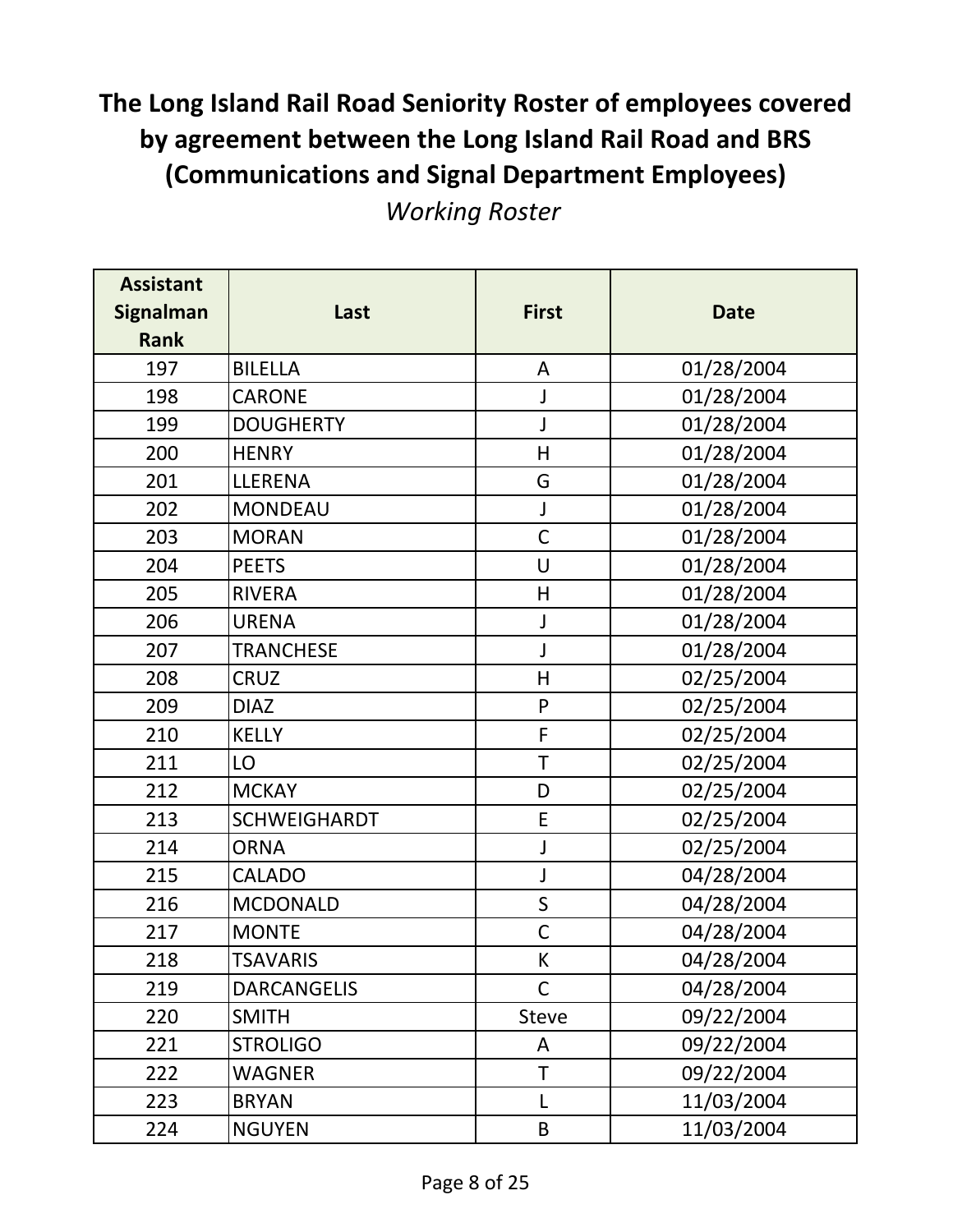# The Long Island Rail Road Seniority Roster of employees covered by agreement between the Long Island Rail Road and BRS (Communications and Signal Department Employees)

*Working Roster*

| Assistant Signalman Rank | Last | First | Date |
|---|---|---|---|
| 197 | BILELLA | A | 01/28/2004 |
| 198 | CARONE | J | 01/28/2004 |
| 199 | DOUGHERTY | J | 01/28/2004 |
| 200 | HENRY | H | 01/28/2004 |
| 201 | LLERENA | G | 01/28/2004 |
| 202 | MONDEAU | J | 01/28/2004 |
| 203 | MORAN | C | 01/28/2004 |
| 204 | PEETS | U | 01/28/2004 |
| 205 | RIVERA | H | 01/28/2004 |
| 206 | URENA | J | 01/28/2004 |
| 207 | TRANCHESE | J | 01/28/2004 |
| 208 | CRUZ | H | 02/25/2004 |
| 209 | DIAZ | P | 02/25/2004 |
| 210 | KELLY | F | 02/25/2004 |
| 211 | LO | T | 02/25/2004 |
| 212 | MCKAY | D | 02/25/2004 |
| 213 | SCHWEIGHARDT | E | 02/25/2004 |
| 214 | ORNA | J | 02/25/2004 |
| 215 | CALADO | J | 04/28/2004 |
| 216 | MCDONALD | S | 04/28/2004 |
| 217 | MONTE | C | 04/28/2004 |
| 218 | TSAVARIS | K | 04/28/2004 |
| 219 | DARCANGELIS | C | 04/28/2004 |
| 220 | SMITH | Steve | 09/22/2004 |
| 221 | STROLIGO | A | 09/22/2004 |
| 222 | WAGNER | T | 09/22/2004 |
| 223 | BRYAN | L | 11/03/2004 |
| 224 | NGUYEN | B | 11/03/2004 |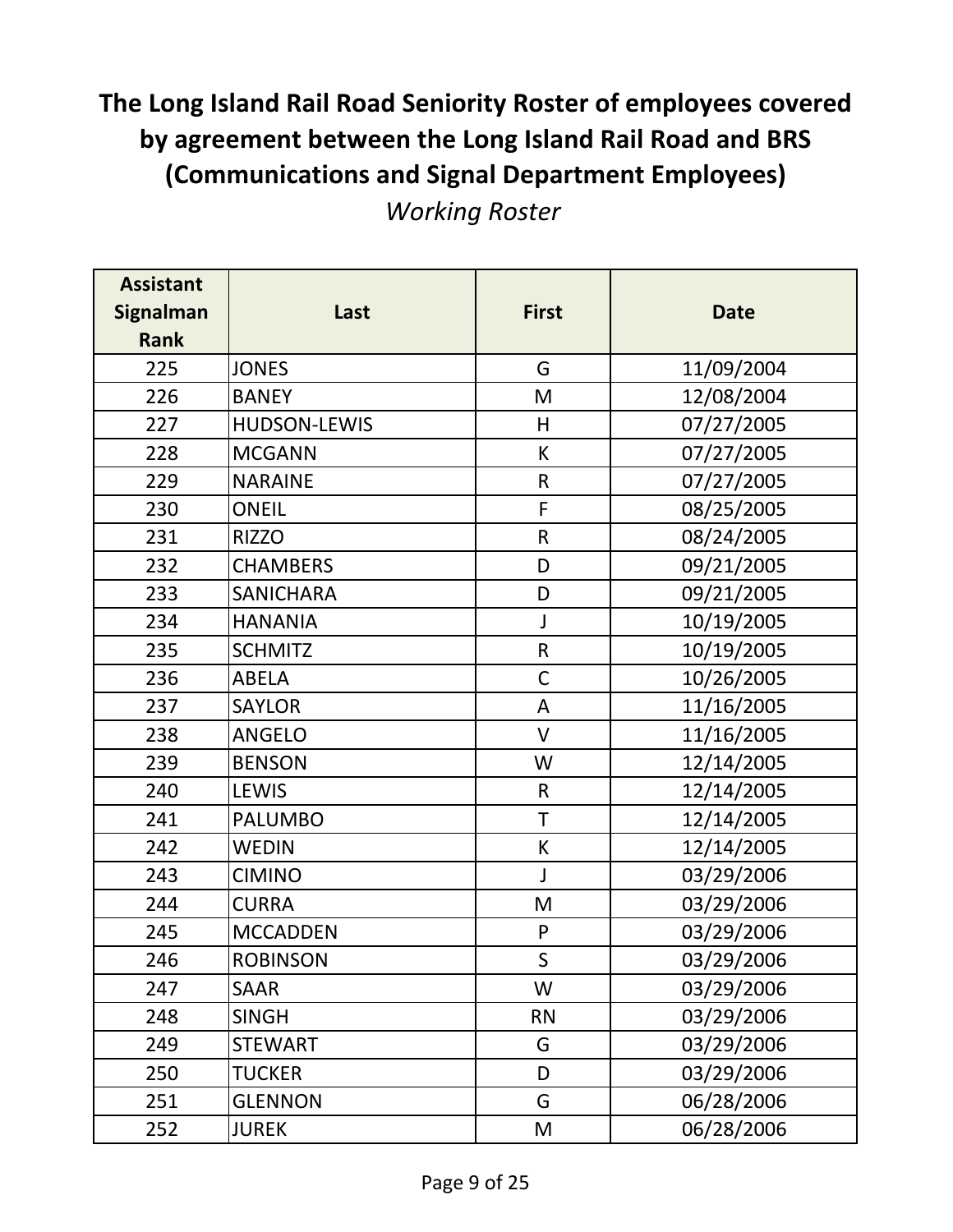# The Long Island Rail Road Seniority Roster of employees covered by agreement between the Long Island Rail Road and BRS (Communications and Signal Department Employees)

*Working Roster*

| Assistant Signalman Rank | Last | First | Date |
|---|---|---|---|
| 225 | JONES | G | 11/09/2004 |
| 226 | BANEY | M | 12/08/2004 |
| 227 | HUDSON-LEWIS | H | 07/27/2005 |
| 228 | MCGANN | K | 07/27/2005 |
| 229 | NARAINE | R | 07/27/2005 |
| 230 | ONEIL | F | 08/25/2005 |
| 231 | RIZZO | R | 08/24/2005 |
| 232 | CHAMBERS | D | 09/21/2005 |
| 233 | SANICHARA | D | 09/21/2005 |
| 234 | HANANIA | J | 10/19/2005 |
| 235 | SCHMITZ | R | 10/19/2005 |
| 236 | ABELA | C | 10/26/2005 |
| 237 | SAYLOR | A | 11/16/2005 |
| 238 | ANGELO | V | 11/16/2005 |
| 239 | BENSON | W | 12/14/2005 |
| 240 | LEWIS | R | 12/14/2005 |
| 241 | PALUMBO | T | 12/14/2005 |
| 242 | WEDIN | K | 12/14/2005 |
| 243 | CIMINO | J | 03/29/2006 |
| 244 | CURRA | M | 03/29/2006 |
| 245 | MCCADDEN | P | 03/29/2006 |
| 246 | ROBINSON | S | 03/29/2006 |
| 247 | SAAR | W | 03/29/2006 |
| 248 | SINGH | RN | 03/29/2006 |
| 249 | STEWART | G | 03/29/2006 |
| 250 | TUCKER | D | 03/29/2006 |
| 251 | GLENNON | G | 06/28/2006 |
| 252 | JUREK | M | 06/28/2006 |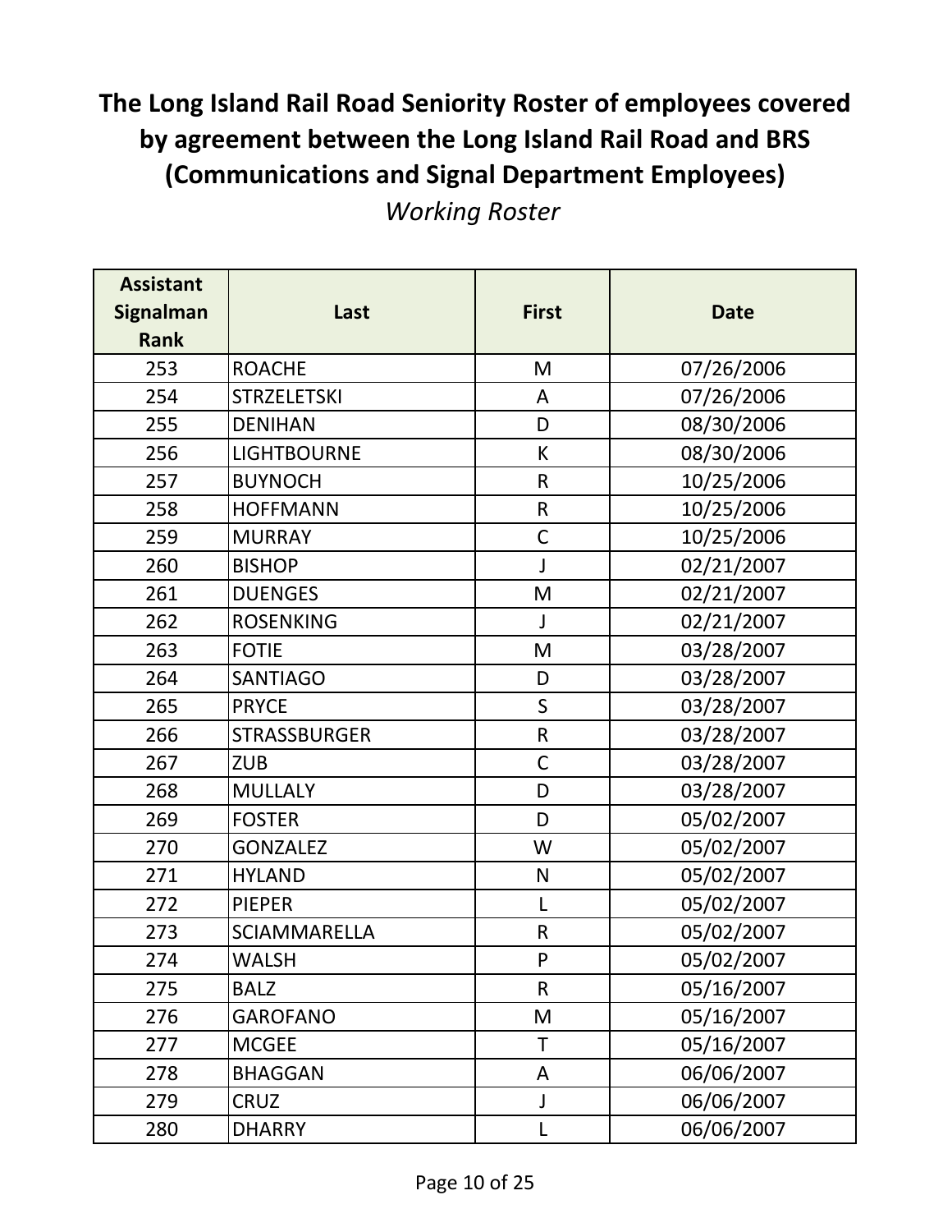# The Long Island Rail Road Seniority Roster of employees covered by agreement between the Long Island Rail Road and BRS (Communications and Signal Department Employees)

*Working Roster*

| Assistant Signalman Rank | Last | First | Date |
|---|---|---|---|
| 253 | ROACHE | M | 07/26/2006 |
| 254 | STRZELETSKI | A | 07/26/2006 |
| 255 | DENIHAN | D | 08/30/2006 |
| 256 | LIGHTBOURNE | K | 08/30/2006 |
| 257 | BUYNOCH | R | 10/25/2006 |
| 258 | HOFFMANN | R | 10/25/2006 |
| 259 | MURRAY | C | 10/25/2006 |
| 260 | BISHOP | J | 02/21/2007 |
| 261 | DUENGES | M | 02/21/2007 |
| 262 | ROSENKING | J | 02/21/2007 |
| 263 | FOTIE | M | 03/28/2007 |
| 264 | SANTIAGO | D | 03/28/2007 |
| 265 | PRYCE | S | 03/28/2007 |
| 266 | STRASSBURGER | R | 03/28/2007 |
| 267 | ZUB | C | 03/28/2007 |
| 268 | MULLALY | D | 03/28/2007 |
| 269 | FOSTER | D | 05/02/2007 |
| 270 | GONZALEZ | W | 05/02/2007 |
| 271 | HYLAND | N | 05/02/2007 |
| 272 | PIEPER | L | 05/02/2007 |
| 273 | SCIAMMARELLA | R | 05/02/2007 |
| 274 | WALSH | P | 05/02/2007 |
| 275 | BALZ | R | 05/16/2007 |
| 276 | GAROFANO | M | 05/16/2007 |
| 277 | MCGEE | T | 05/16/2007 |
| 278 | BHAGGAN | A | 06/06/2007 |
| 279 | CRUZ | J | 06/06/2007 |
| 280 | DHARRY | L | 06/06/2007 |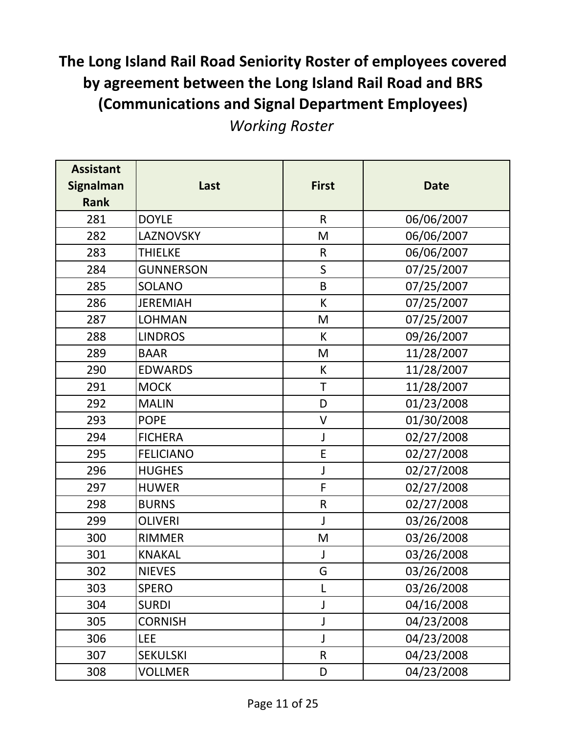# The Long Island Rail Road Seniority Roster of employees covered by agreement between the Long Island Rail Road and BRS (Communications and Signal Department Employees)

*Working Roster*

| Assistant Signalman Rank | Last | First | Date |
|---|---|---|---|
| 281 | DOYLE | R | 06/06/2007 |
| 282 | LAZNOVSKY | M | 06/06/2007 |
| 283 | THIELKE | R | 06/06/2007 |
| 284 | GUNNERSON | S | 07/25/2007 |
| 285 | SOLANO | B | 07/25/2007 |
| 286 | JEREMIAH | K | 07/25/2007 |
| 287 | LOHMAN | M | 07/25/2007 |
| 288 | LINDROS | K | 09/26/2007 |
| 289 | BAAR | M | 11/28/2007 |
| 290 | EDWARDS | K | 11/28/2007 |
| 291 | MOCK | T | 11/28/2007 |
| 292 | MALIN | D | 01/23/2008 |
| 293 | POPE | V | 01/30/2008 |
| 294 | FICHERA | J | 02/27/2008 |
| 295 | FELICIANO | E | 02/27/2008 |
| 296 | HUGHES | J | 02/27/2008 |
| 297 | HUWER | F | 02/27/2008 |
| 298 | BURNS | R | 02/27/2008 |
| 299 | OLIVERI | J | 03/26/2008 |
| 300 | RIMMER | M | 03/26/2008 |
| 301 | KNAKAL | J | 03/26/2008 |
| 302 | NIEVES | G | 03/26/2008 |
| 303 | SPERO | L | 03/26/2008 |
| 304 | SURDI | J | 04/16/2008 |
| 305 | CORNISH | J | 04/23/2008 |
| 306 | LEE | J | 04/23/2008 |
| 307 | SEKULSKI | R | 04/23/2008 |
| 308 | VOLLMER | D | 04/23/2008 |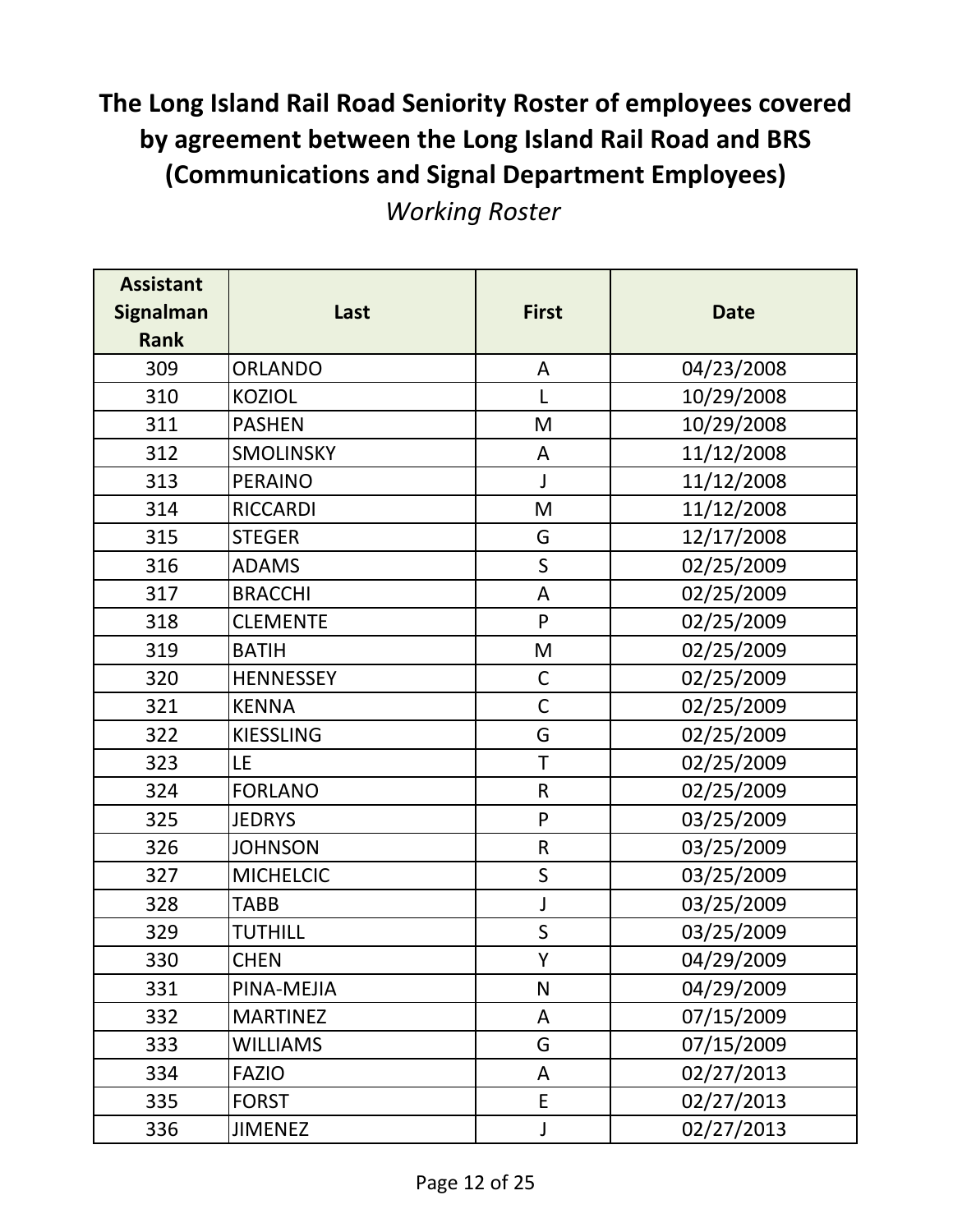# The Long Island Rail Road Seniority Roster of employees covered by agreement between the Long Island Rail Road and BRS (Communications and Signal Department Employees)

*Working Roster*

| Assistant Signalman Rank | Last | First | Date |
|---|---|---|---|
| 309 | ORLANDO | A | 04/23/2008 |
| 310 | KOZIOL | L | 10/29/2008 |
| 311 | PASHEN | M | 10/29/2008 |
| 312 | SMOLINSKY | A | 11/12/2008 |
| 313 | PERAINO | J | 11/12/2008 |
| 314 | RICCARDI | M | 11/12/2008 |
| 315 | STEGER | G | 12/17/2008 |
| 316 | ADAMS | S | 02/25/2009 |
| 317 | BRACCHI | A | 02/25/2009 |
| 318 | CLEMENTE | P | 02/25/2009 |
| 319 | BATIH | M | 02/25/2009 |
| 320 | HENNESSEY | C | 02/25/2009 |
| 321 | KENNA | C | 02/25/2009 |
| 322 | KIESSLING | G | 02/25/2009 |
| 323 | LE | T | 02/25/2009 |
| 324 | FORLANO | R | 02/25/2009 |
| 325 | JEDRYS | P | 03/25/2009 |
| 326 | JOHNSON | R | 03/25/2009 |
| 327 | MICHELCIC | S | 03/25/2009 |
| 328 | TABB | J | 03/25/2009 |
| 329 | TUTHILL | S | 03/25/2009 |
| 330 | CHEN | Y | 04/29/2009 |
| 331 | PINA-MEJIA | N | 04/29/2009 |
| 332 | MARTINEZ | A | 07/15/2009 |
| 333 | WILLIAMS | G | 07/15/2009 |
| 334 | FAZIO | A | 02/27/2013 |
| 335 | FORST | E | 02/27/2013 |
| 336 | JIMENEZ | J | 02/27/2013 |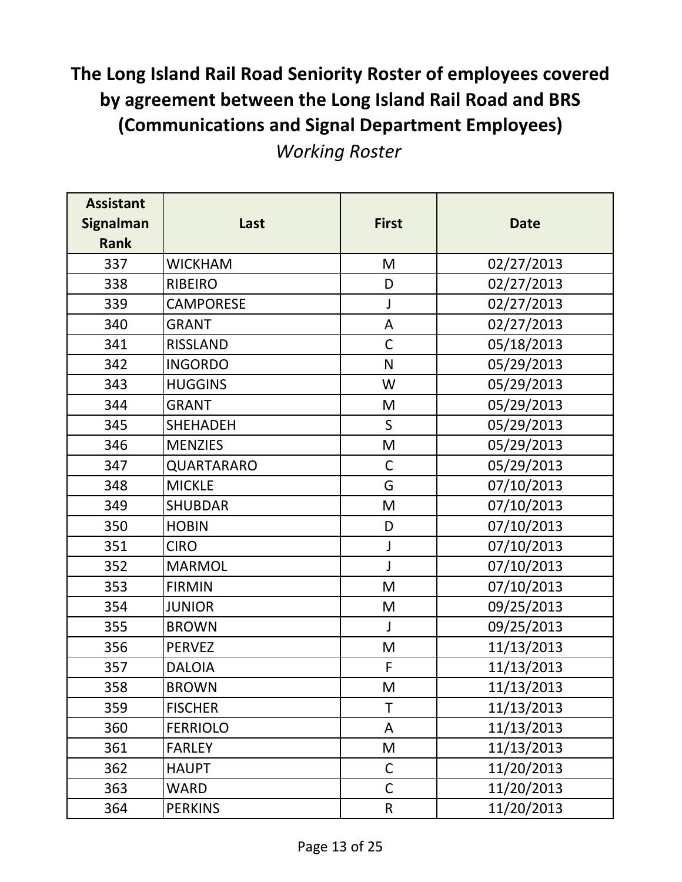# The Long Island Rail Road Seniority Roster of employees covered by agreement between the Long Island Rail Road and BRS (Communications and Signal Department Employees)

*Working Roster*

| Assistant Signalman Rank | Last | First | Date |
|---|---|---|---|
| 337 | WICKHAM | M | 02/27/2013 |
| 338 | RIBEIRO | D | 02/27/2013 |
| 339 | CAMPORESE | J | 02/27/2013 |
| 340 | GRANT | A | 02/27/2013 |
| 341 | RISSLAND | C | 05/18/2013 |
| 342 | INGORDO | N | 05/29/2013 |
| 343 | HUGGINS | W | 05/29/2013 |
| 344 | GRANT | M | 05/29/2013 |
| 345 | SHEHADEH | S | 05/29/2013 |
| 346 | MENZIES | M | 05/29/2013 |
| 347 | QUARTARARO | C | 05/29/2013 |
| 348 | MICKLE | G | 07/10/2013 |
| 349 | SHUBDAR | M | 07/10/2013 |
| 350 | HOBIN | D | 07/10/2013 |
| 351 | CIRO | J | 07/10/2013 |
| 352 | MARMOL | J | 07/10/2013 |
| 353 | FIRMIN | M | 07/10/2013 |
| 354 | JUNIOR | M | 09/25/2013 |
| 355 | BROWN | J | 09/25/2013 |
| 356 | PERVEZ | M | 11/13/2013 |
| 357 | DALOIA | F | 11/13/2013 |
| 358 | BROWN | M | 11/13/2013 |
| 359 | FISCHER | T | 11/13/2013 |
| 360 | FERRIOLO | A | 11/13/2013 |
| 361 | FARLEY | M | 11/13/2013 |
| 362 | HAUPT | C | 11/20/2013 |
| 363 | WARD | C | 11/20/2013 |
| 364 | PERKINS | R | 11/20/2013 |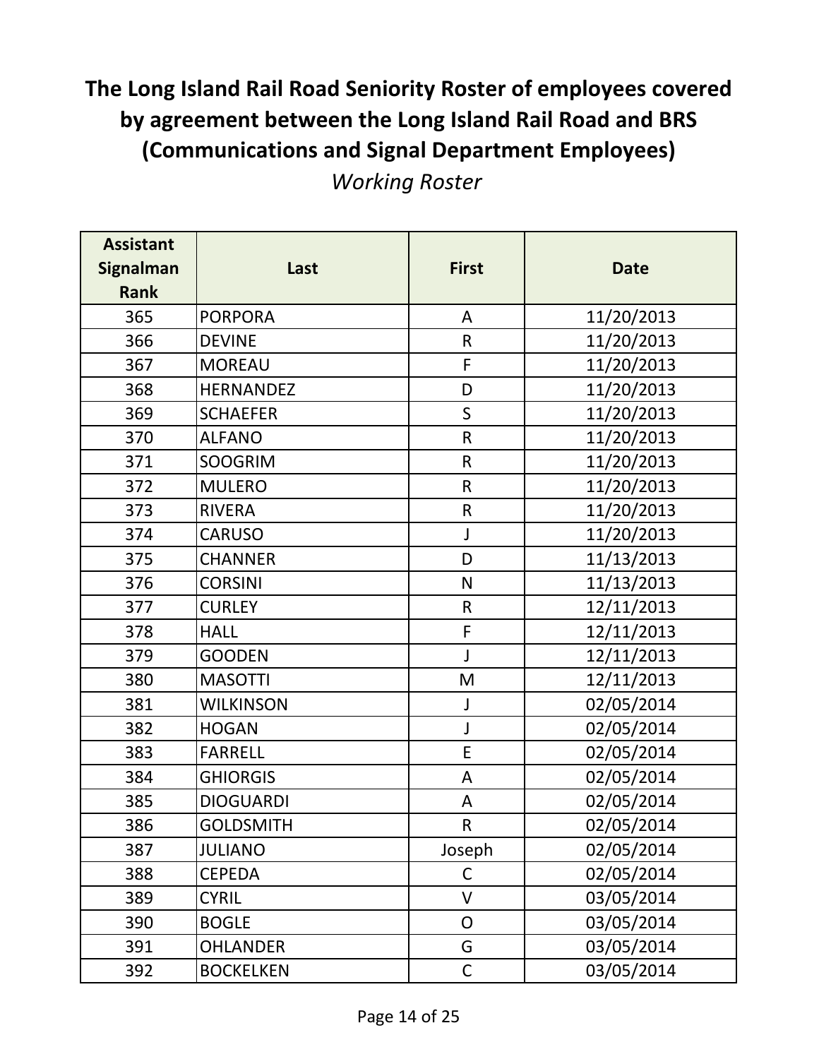# The Long Island Rail Road Seniority Roster of employees covered by agreement between the Long Island Rail Road and BRS (Communications and Signal Department Employees)

*Working Roster*

| Assistant Signalman Rank | Last | First | Date |
|---|---|---|---|
| 365 | PORPORA | A | 11/20/2013 |
| 366 | DEVINE | R | 11/20/2013 |
| 367 | MOREAU | F | 11/20/2013 |
| 368 | HERNANDEZ | D | 11/20/2013 |
| 369 | SCHAEFER | S | 11/20/2013 |
| 370 | ALFANO | R | 11/20/2013 |
| 371 | SOOGRIM | R | 11/20/2013 |
| 372 | MULERO | R | 11/20/2013 |
| 373 | RIVERA | R | 11/20/2013 |
| 374 | CARUSO | J | 11/20/2013 |
| 375 | CHANNER | D | 11/13/2013 |
| 376 | CORSINI | N | 11/13/2013 |
| 377 | CURLEY | R | 12/11/2013 |
| 378 | HALL | F | 12/11/2013 |
| 379 | GOODEN | J | 12/11/2013 |
| 380 | MASOTTI | M | 12/11/2013 |
| 381 | WILKINSON | J | 02/05/2014 |
| 382 | HOGAN | J | 02/05/2014 |
| 383 | FARRELL | E | 02/05/2014 |
| 384 | GHIORGIS | A | 02/05/2014 |
| 385 | DIOGUARDI | A | 02/05/2014 |
| 386 | GOLDSMITH | R | 02/05/2014 |
| 387 | JULIANO | Joseph | 02/05/2014 |
| 388 | CEPEDA | C | 02/05/2014 |
| 389 | CYRIL | V | 03/05/2014 |
| 390 | BOGLE | O | 03/05/2014 |
| 391 | OHLANDER | G | 03/05/2014 |
| 392 | BOCKELKEN | C | 03/05/2014 |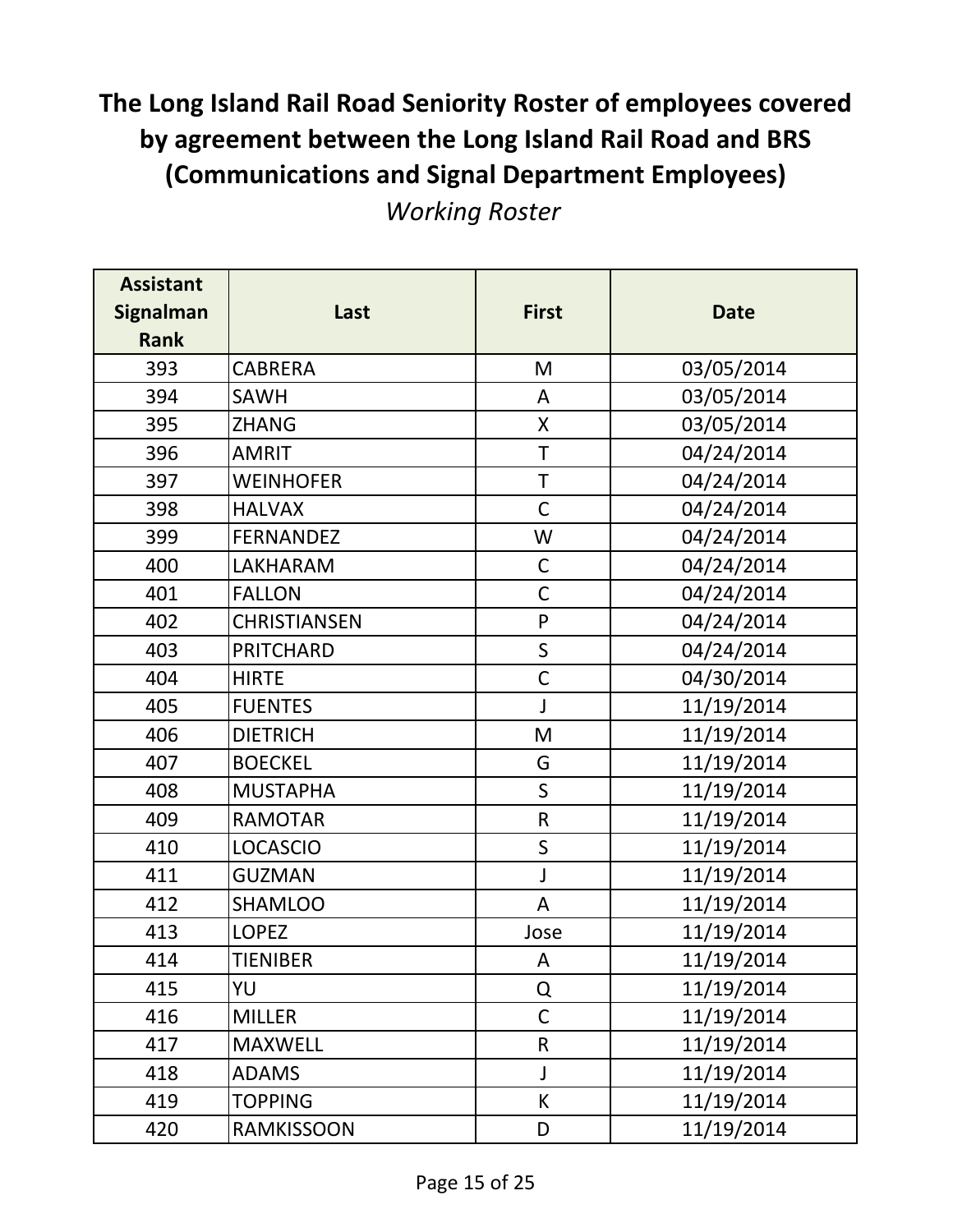# The Long Island Rail Road Seniority Roster of employees covered by agreement between the Long Island Rail Road and BRS (Communications and Signal Department Employees)

*Working Roster*

| Assistant Signalman Rank | Last | First | Date |
|---|---|---|---|
| 393 | CABRERA | M | 03/05/2014 |
| 394 | SAWH | A | 03/05/2014 |
| 395 | ZHANG | X | 03/05/2014 |
| 396 | AMRIT | T | 04/24/2014 |
| 397 | WEINHOFER | T | 04/24/2014 |
| 398 | HALVAX | C | 04/24/2014 |
| 399 | FERNANDEZ | W | 04/24/2014 |
| 400 | LAKHARAM | C | 04/24/2014 |
| 401 | FALLON | C | 04/24/2014 |
| 402 | CHRISTIANSEN | P | 04/24/2014 |
| 403 | PRITCHARD | S | 04/24/2014 |
| 404 | HIRTE | C | 04/30/2014 |
| 405 | FUENTES | J | 11/19/2014 |
| 406 | DIETRICH | M | 11/19/2014 |
| 407 | BOECKEL | G | 11/19/2014 |
| 408 | MUSTAPHA | S | 11/19/2014 |
| 409 | RAMOTAR | R | 11/19/2014 |
| 410 | LOCASCIO | S | 11/19/2014 |
| 411 | GUZMAN | J | 11/19/2014 |
| 412 | SHAMLOO | A | 11/19/2014 |
| 413 | LOPEZ | Jose | 11/19/2014 |
| 414 | TIENIBER | A | 11/19/2014 |
| 415 | YU | Q | 11/19/2014 |
| 416 | MILLER | C | 11/19/2014 |
| 417 | MAXWELL | R | 11/19/2014 |
| 418 | ADAMS | J | 11/19/2014 |
| 419 | TOPPING | K | 11/19/2014 |
| 420 | RAMKISSOON | D | 11/19/2014 |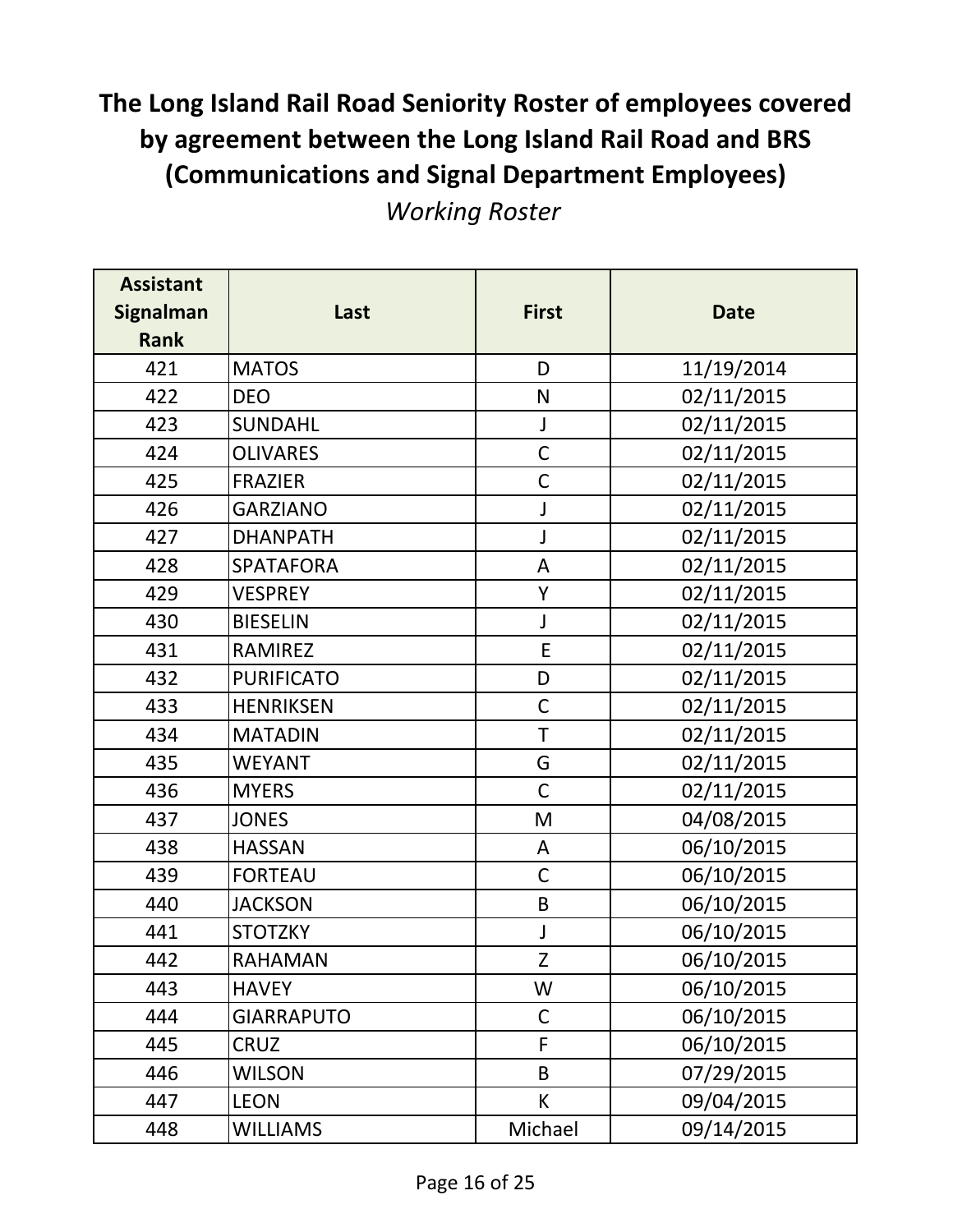# The Long Island Rail Road Seniority Roster of employees covered by agreement between the Long Island Rail Road and BRS (Communications and Signal Department Employees)

*Working Roster*

| Assistant Signalman Rank | Last | First | Date |
|---|---|---|---|
| 421 | MATOS | D | 11/19/2014 |
| 422 | DEO | N | 02/11/2015 |
| 423 | SUNDAHL | J | 02/11/2015 |
| 424 | OLIVARES | C | 02/11/2015 |
| 425 | FRAZIER | C | 02/11/2015 |
| 426 | GARZIANO | J | 02/11/2015 |
| 427 | DHANPATH | J | 02/11/2015 |
| 428 | SPATAFORA | A | 02/11/2015 |
| 429 | VESPREY | Y | 02/11/2015 |
| 430 | BIESELIN | J | 02/11/2015 |
| 431 | RAMIREZ | E | 02/11/2015 |
| 432 | PURIFICATO | D | 02/11/2015 |
| 433 | HENRIKSEN | C | 02/11/2015 |
| 434 | MATADIN | T | 02/11/2015 |
| 435 | WEYANT | G | 02/11/2015 |
| 436 | MYERS | C | 02/11/2015 |
| 437 | JONES | M | 04/08/2015 |
| 438 | HASSAN | A | 06/10/2015 |
| 439 | FORTEAU | C | 06/10/2015 |
| 440 | JACKSON | B | 06/10/2015 |
| 441 | STOTZKY | J | 06/10/2015 |
| 442 | RAHAMAN | Z | 06/10/2015 |
| 443 | HAVEY | W | 06/10/2015 |
| 444 | GIARRAPUTO | C | 06/10/2015 |
| 445 | CRUZ | F | 06/10/2015 |
| 446 | WILSON | B | 07/29/2015 |
| 447 | LEON | K | 09/04/2015 |
| 448 | WILLIAMS | Michael | 09/14/2015 |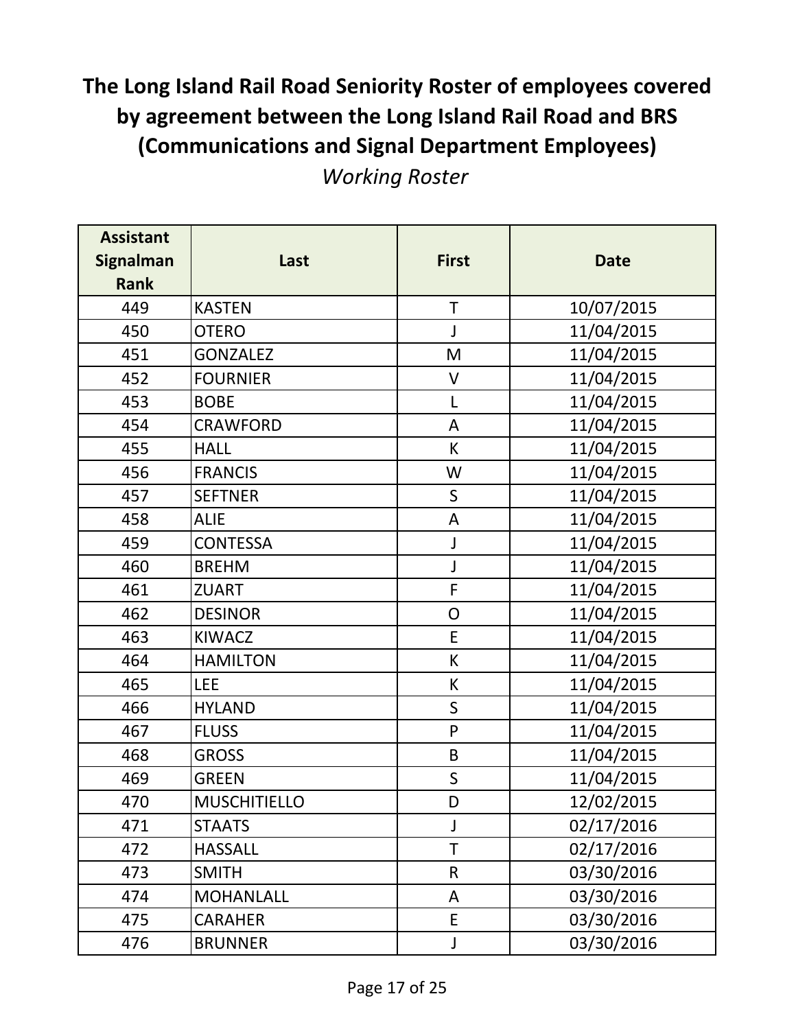# The Long Island Rail Road Seniority Roster of employees covered by agreement between the Long Island Rail Road and BRS (Communications and Signal Department Employees)

*Working Roster*

| Assistant Signalman Rank | Last | First | Date |
|---|---|---|---|
| 449 | KASTEN | T | 10/07/2015 |
| 450 | OTERO | J | 11/04/2015 |
| 451 | GONZALEZ | M | 11/04/2015 |
| 452 | FOURNIER | V | 11/04/2015 |
| 453 | BOBE | L | 11/04/2015 |
| 454 | CRAWFORD | A | 11/04/2015 |
| 455 | HALL | K | 11/04/2015 |
| 456 | FRANCIS | W | 11/04/2015 |
| 457 | SEFTNER | S | 11/04/2015 |
| 458 | ALIE | A | 11/04/2015 |
| 459 | CONTESSA | J | 11/04/2015 |
| 460 | BREHM | J | 11/04/2015 |
| 461 | ZUART | F | 11/04/2015 |
| 462 | DESINOR | O | 11/04/2015 |
| 463 | KIWACZ | E | 11/04/2015 |
| 464 | HAMILTON | K | 11/04/2015 |
| 465 | LEE | K | 11/04/2015 |
| 466 | HYLAND | S | 11/04/2015 |
| 467 | FLUSS | P | 11/04/2015 |
| 468 | GROSS | B | 11/04/2015 |
| 469 | GREEN | S | 11/04/2015 |
| 470 | MUSCHITIELLO | D | 12/02/2015 |
| 471 | STAATS | J | 02/17/2016 |
| 472 | HASSALL | T | 02/17/2016 |
| 473 | SMITH | R | 03/30/2016 |
| 474 | MOHANLALL | A | 03/30/2016 |
| 475 | CARAHER | E | 03/30/2016 |
| 476 | BRUNNER | J | 03/30/2016 |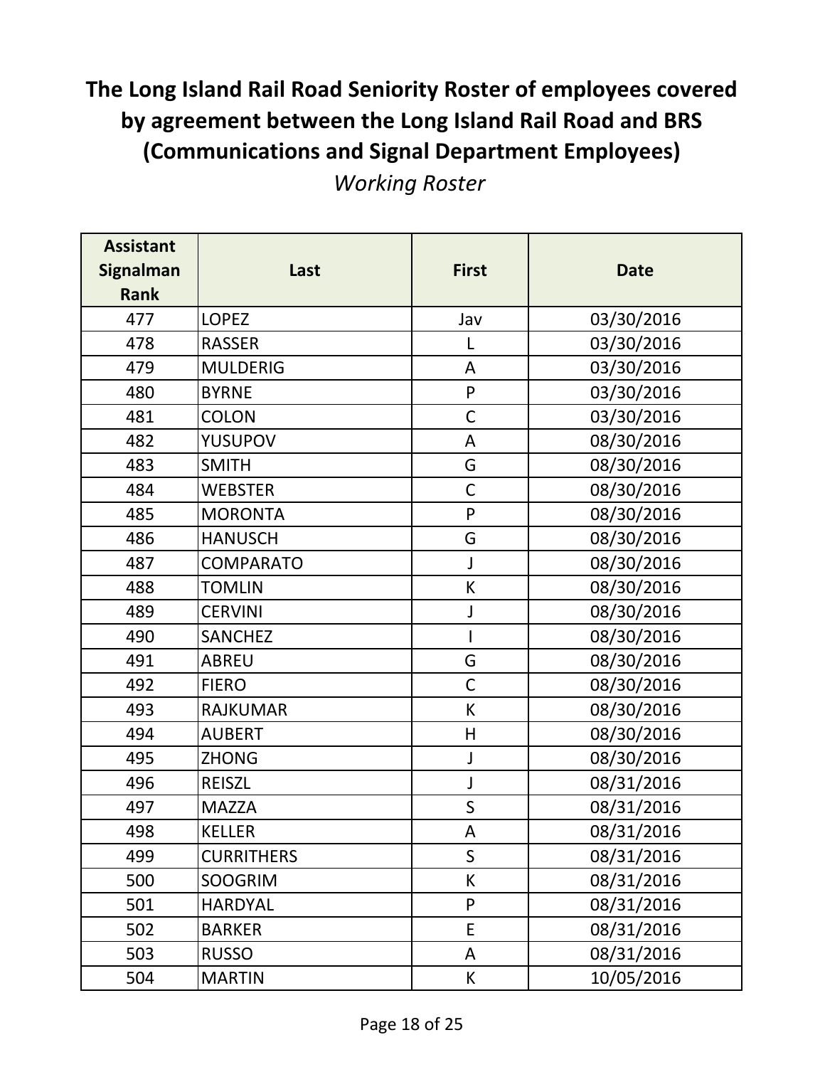# The Long Island Rail Road Seniority Roster of employees covered by agreement between the Long Island Rail Road and BRS (Communications and Signal Department Employees)

*Working Roster*

| Assistant Signalman Rank | Last | First | Date |
|---|---|---|---|
| 477 | LOPEZ | Jav | 03/30/2016 |
| 478 | RASSER | L | 03/30/2016 |
| 479 | MULDERIG | A | 03/30/2016 |
| 480 | BYRNE | P | 03/30/2016 |
| 481 | COLON | C | 03/30/2016 |
| 482 | YUSUPOV | A | 08/30/2016 |
| 483 | SMITH | G | 08/30/2016 |
| 484 | WEBSTER | C | 08/30/2016 |
| 485 | MORONTA | P | 08/30/2016 |
| 486 | HANUSCH | G | 08/30/2016 |
| 487 | COMPARATO | J | 08/30/2016 |
| 488 | TOMLIN | K | 08/30/2016 |
| 489 | CERVINI | J | 08/30/2016 |
| 490 | SANCHEZ | I | 08/30/2016 |
| 491 | ABREU | G | 08/30/2016 |
| 492 | FIERO | C | 08/30/2016 |
| 493 | RAJKUMAR | K | 08/30/2016 |
| 494 | AUBERT | H | 08/30/2016 |
| 495 | ZHONG | J | 08/30/2016 |
| 496 | REISZL | J | 08/31/2016 |
| 497 | MAZZA | S | 08/31/2016 |
| 498 | KELLER | A | 08/31/2016 |
| 499 | CURRITHERS | S | 08/31/2016 |
| 500 | SOOGRIM | K | 08/31/2016 |
| 501 | HARDYAL | P | 08/31/2016 |
| 502 | BARKER | E | 08/31/2016 |
| 503 | RUSSO | A | 08/31/2016 |
| 504 | MARTIN | K | 10/05/2016 |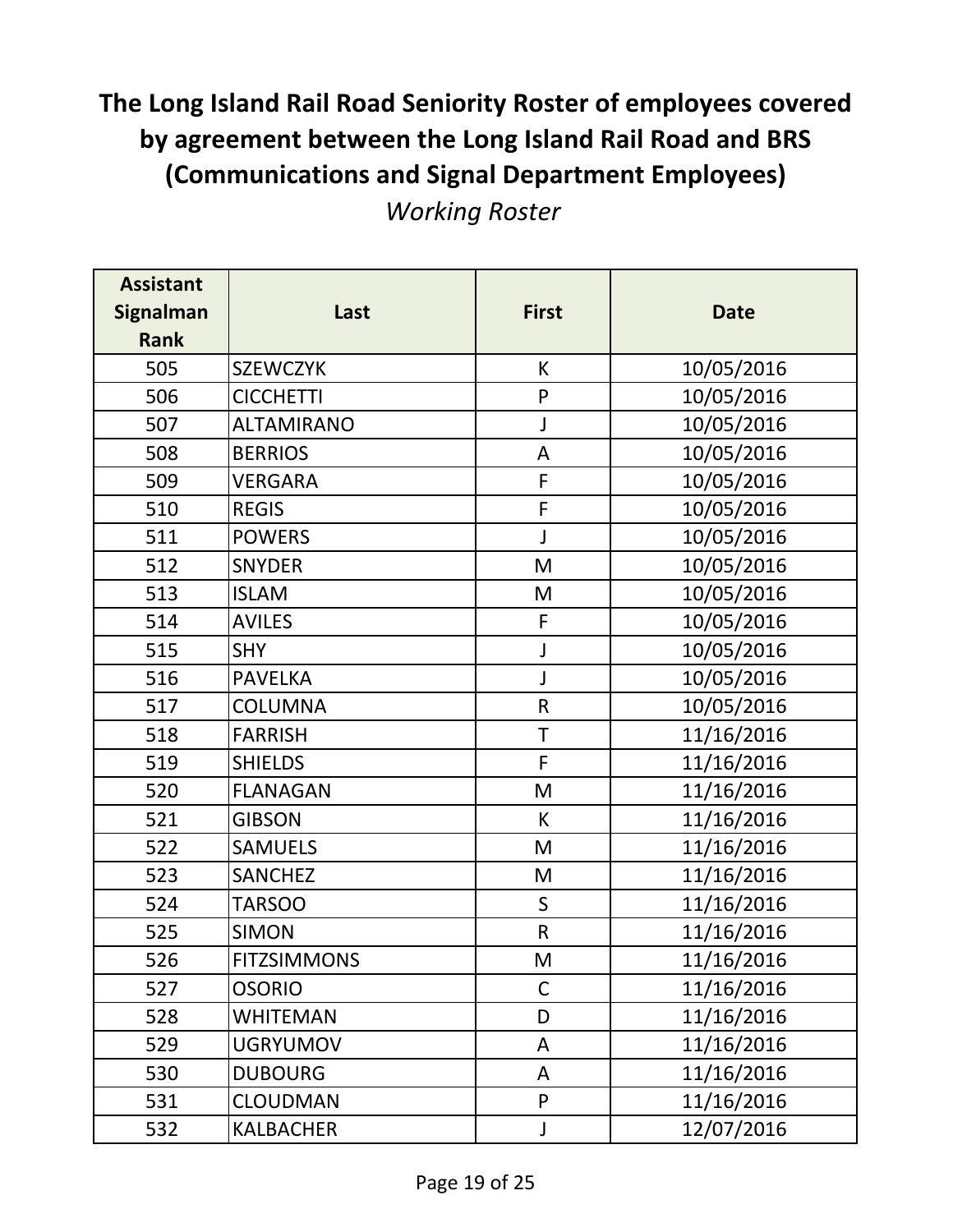# The Long Island Rail Road Seniority Roster of employees covered by agreement between the Long Island Rail Road and BRS (Communications and Signal Department Employees)

*Working Roster*

| Assistant Signalman Rank | Last | First | Date |
|---|---|---|---|
| 505 | SZEWCZYK | K | 10/05/2016 |
| 506 | CICCHETTI | P | 10/05/2016 |
| 507 | ALTAMIRANO | J | 10/05/2016 |
| 508 | BERRIOS | A | 10/05/2016 |
| 509 | VERGARA | F | 10/05/2016 |
| 510 | REGIS | F | 10/05/2016 |
| 511 | POWERS | J | 10/05/2016 |
| 512 | SNYDER | M | 10/05/2016 |
| 513 | ISLAM | M | 10/05/2016 |
| 514 | AVILES | F | 10/05/2016 |
| 515 | SHY | J | 10/05/2016 |
| 516 | PAVELKA | J | 10/05/2016 |
| 517 | COLUMNA | R | 10/05/2016 |
| 518 | FARRISH | T | 11/16/2016 |
| 519 | SHIELDS | F | 11/16/2016 |
| 520 | FLANAGAN | M | 11/16/2016 |
| 521 | GIBSON | K | 11/16/2016 |
| 522 | SAMUELS | M | 11/16/2016 |
| 523 | SANCHEZ | M | 11/16/2016 |
| 524 | TARSOO | S | 11/16/2016 |
| 525 | SIMON | R | 11/16/2016 |
| 526 | FITZSIMMONS | M | 11/16/2016 |
| 527 | OSORIO | C | 11/16/2016 |
| 528 | WHITEMAN | D | 11/16/2016 |
| 529 | UGRYUMOV | A | 11/16/2016 |
| 530 | DUBOURG | A | 11/16/2016 |
| 531 | CLOUDMAN | P | 11/16/2016 |
| 532 | KALBACHER | J | 12/07/2016 |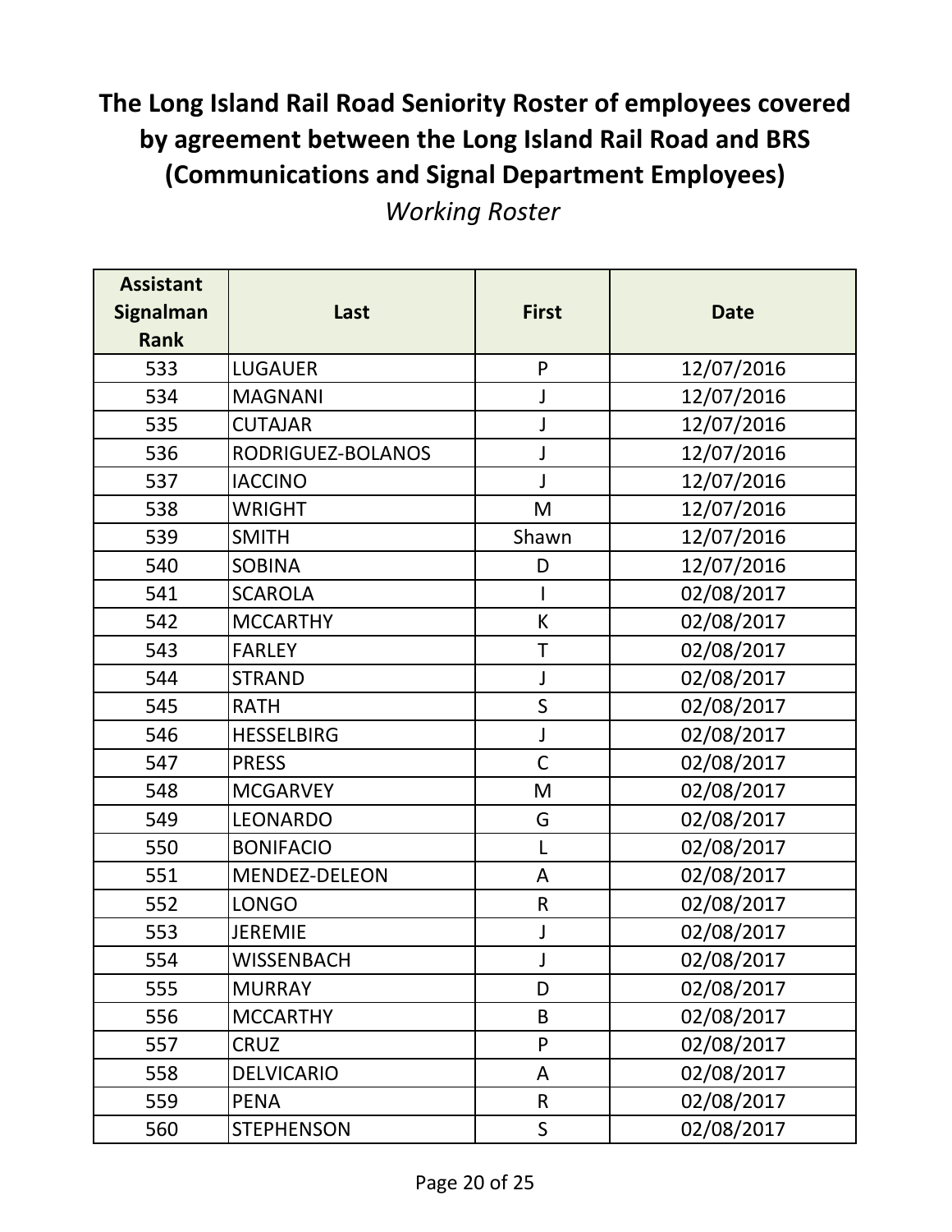# The Long Island Rail Road Seniority Roster of employees covered by agreement between the Long Island Rail Road and BRS (Communications and Signal Department Employees)

*Working Roster*

| Assistant Signalman Rank | Last | First | Date |
|---|---|---|---|
| 533 | LUGAUER | P | 12/07/2016 |
| 534 | MAGNANI | J | 12/07/2016 |
| 535 | CUTAJAR | J | 12/07/2016 |
| 536 | RODRIGUEZ-BOLANOS | J | 12/07/2016 |
| 537 | IACCINO | J | 12/07/2016 |
| 538 | WRIGHT | M | 12/07/2016 |
| 539 | SMITH | Shawn | 12/07/2016 |
| 540 | SOBINA | D | 12/07/2016 |
| 541 | SCAROLA | I | 02/08/2017 |
| 542 | MCCARTHY | K | 02/08/2017 |
| 543 | FARLEY | T | 02/08/2017 |
| 544 | STRAND | J | 02/08/2017 |
| 545 | RATH | S | 02/08/2017 |
| 546 | HESSELBIRG | J | 02/08/2017 |
| 547 | PRESS | C | 02/08/2017 |
| 548 | MCGARVEY | M | 02/08/2017 |
| 549 | LEONARDO | G | 02/08/2017 |
| 550 | BONIFACIO | L | 02/08/2017 |
| 551 | MENDEZ-DELEON | A | 02/08/2017 |
| 552 | LONGO | R | 02/08/2017 |
| 553 | JEREMIE | J | 02/08/2017 |
| 554 | WISSENBACH | J | 02/08/2017 |
| 555 | MURRAY | D | 02/08/2017 |
| 556 | MCCARTHY | B | 02/08/2017 |
| 557 | CRUZ | P | 02/08/2017 |
| 558 | DELVICARIO | A | 02/08/2017 |
| 559 | PENA | R | 02/08/2017 |
| 560 | STEPHENSON | S | 02/08/2017 |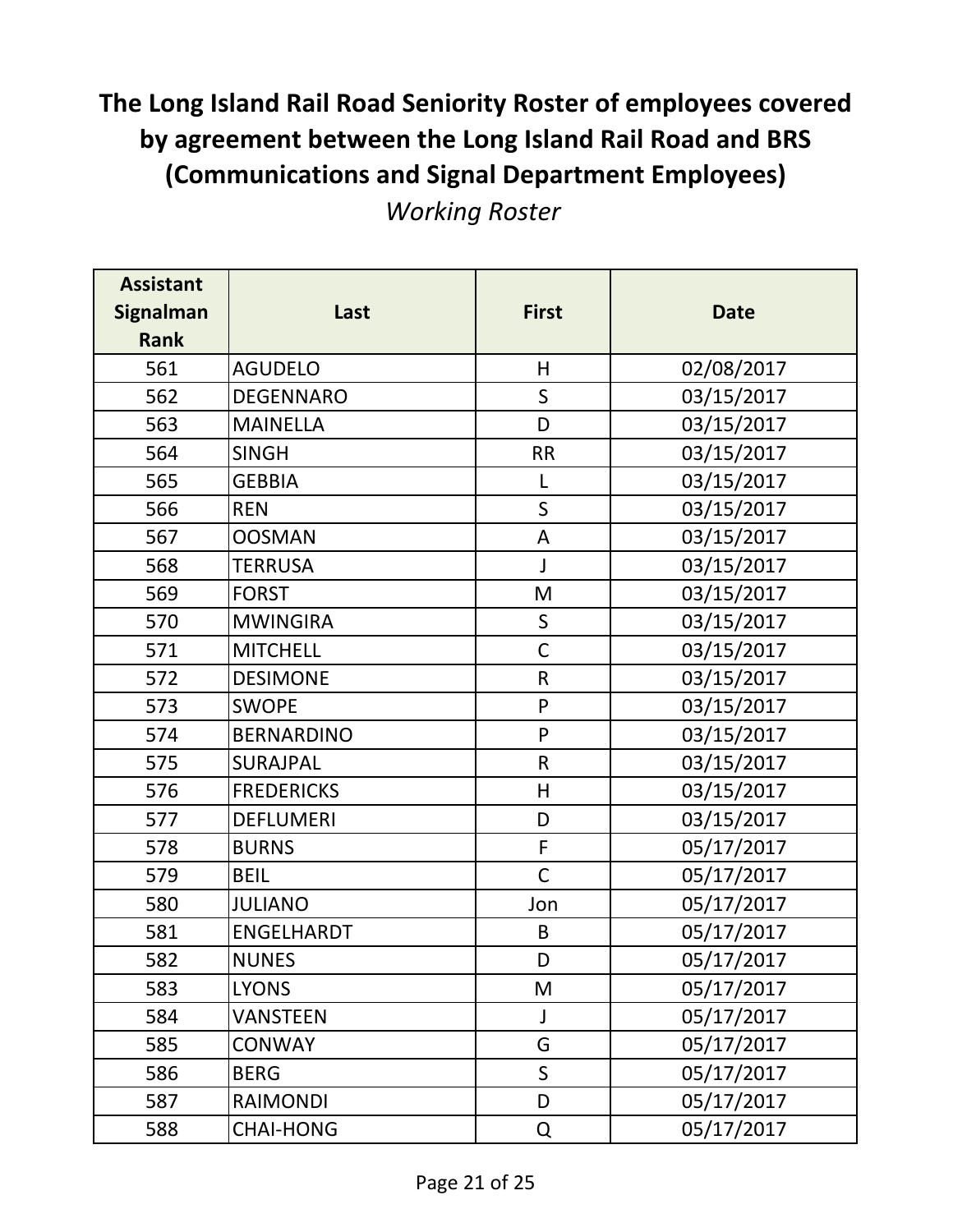# The Long Island Rail Road Seniority Roster of employees covered by agreement between the Long Island Rail Road and BRS (Communications and Signal Department Employees)

*Working Roster*

| Assistant Signalman Rank | Last | First | Date |
|---|---|---|---|
| 561 | AGUDELO | H | 02/08/2017 |
| 562 | DEGENNARO | S | 03/15/2017 |
| 563 | MAINELLA | D | 03/15/2017 |
| 564 | SINGH | RR | 03/15/2017 |
| 565 | GEBBIA | L | 03/15/2017 |
| 566 | REN | S | 03/15/2017 |
| 567 | OOSMAN | A | 03/15/2017 |
| 568 | TERRUSA | J | 03/15/2017 |
| 569 | FORST | M | 03/15/2017 |
| 570 | MWINGIRA | S | 03/15/2017 |
| 571 | MITCHELL | C | 03/15/2017 |
| 572 | DESIMONE | R | 03/15/2017 |
| 573 | SWOPE | P | 03/15/2017 |
| 574 | BERNARDINO | P | 03/15/2017 |
| 575 | SURAJPAL | R | 03/15/2017 |
| 576 | FREDERICKS | H | 03/15/2017 |
| 577 | DEFLUMERI | D | 03/15/2017 |
| 578 | BURNS | F | 05/17/2017 |
| 579 | BEIL | C | 05/17/2017 |
| 580 | JULIANO | Jon | 05/17/2017 |
| 581 | ENGELHARDT | B | 05/17/2017 |
| 582 | NUNES | D | 05/17/2017 |
| 583 | LYONS | M | 05/17/2017 |
| 584 | VANSTEEN | J | 05/17/2017 |
| 585 | CONWAY | G | 05/17/2017 |
| 586 | BERG | S | 05/17/2017 |
| 587 | RAIMONDI | D | 05/17/2017 |
| 588 | CHAI-HONG | Q | 05/17/2017 |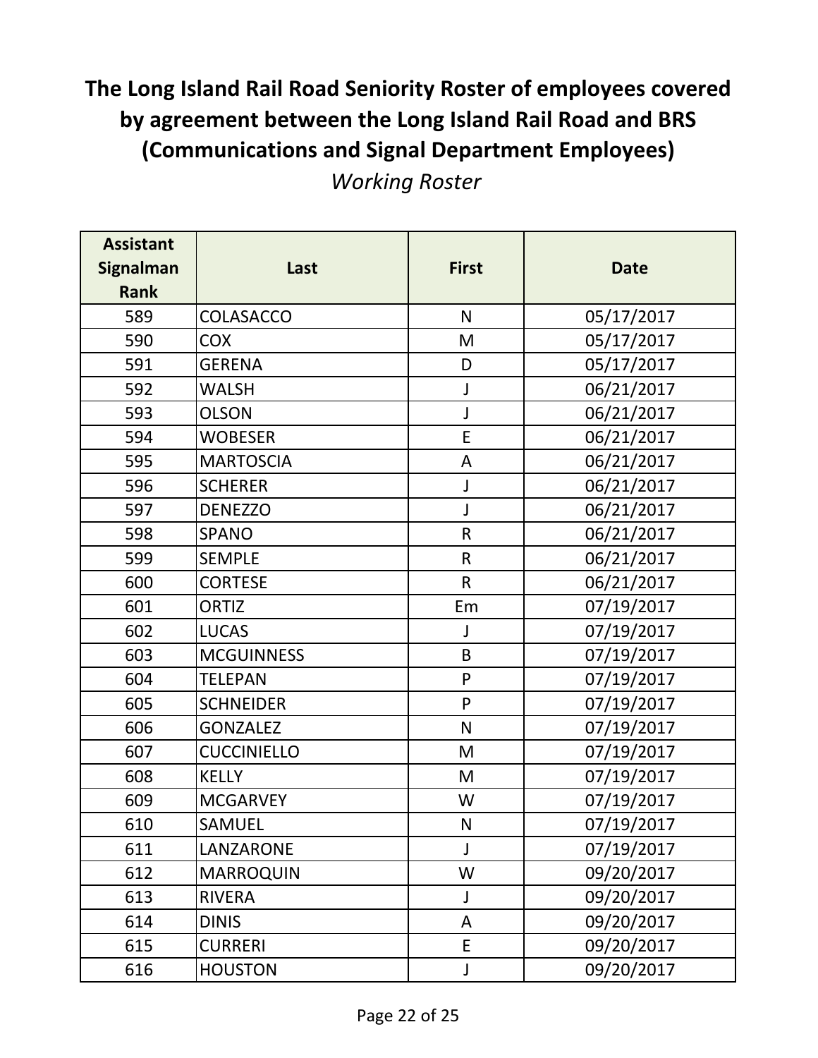# The Long Island Rail Road Seniority Roster of employees covered by agreement between the Long Island Rail Road and BRS (Communications and Signal Department Employees)

*Working Roster*

| Assistant Signalman Rank | Last | First | Date |
|---|---|---|---|
| 589 | COLASACCO | N | 05/17/2017 |
| 590 | COX | M | 05/17/2017 |
| 591 | GERENA | D | 05/17/2017 |
| 592 | WALSH | J | 06/21/2017 |
| 593 | OLSON | J | 06/21/2017 |
| 594 | WOBESER | E | 06/21/2017 |
| 595 | MARTOSCIA | A | 06/21/2017 |
| 596 | SCHERER | J | 06/21/2017 |
| 597 | DENEZZO | J | 06/21/2017 |
| 598 | SPANO | R | 06/21/2017 |
| 599 | SEMPLE | R | 06/21/2017 |
| 600 | CORTESE | R | 06/21/2017 |
| 601 | ORTIZ | Em | 07/19/2017 |
| 602 | LUCAS | J | 07/19/2017 |
| 603 | MCGUINNESS | B | 07/19/2017 |
| 604 | TELEPAN | P | 07/19/2017 |
| 605 | SCHNEIDER | P | 07/19/2017 |
| 606 | GONZALEZ | N | 07/19/2017 |
| 607 | CUCCINIELLO | M | 07/19/2017 |
| 608 | KELLY | M | 07/19/2017 |
| 609 | MCGARVEY | W | 07/19/2017 |
| 610 | SAMUEL | N | 07/19/2017 |
| 611 | LANZARONE | J | 07/19/2017 |
| 612 | MARROQUIN | W | 09/20/2017 |
| 613 | RIVERA | J | 09/20/2017 |
| 614 | DINIS | A | 09/20/2017 |
| 615 | CURRERI | E | 09/20/2017 |
| 616 | HOUSTON | J | 09/20/2017 |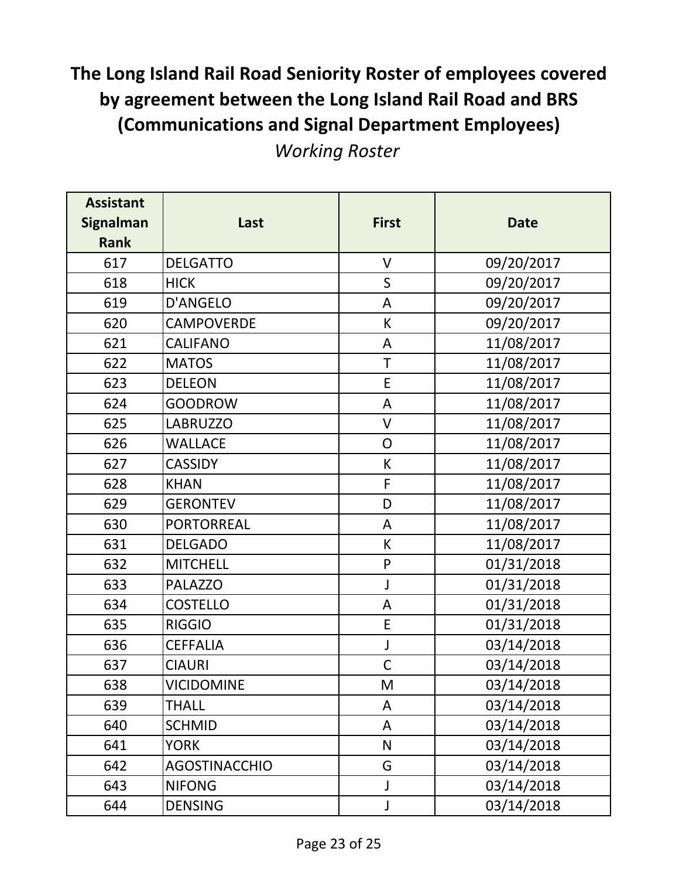# The Long Island Rail Road Seniority Roster of employees covered by agreement between the Long Island Rail Road and BRS (Communications and Signal Department Employees)

*Working Roster*

| Assistant Signalman Rank | Last | First | Date |
|---|---|---|---|
| 617 | DELGATTO | V | 09/20/2017 |
| 618 | HICK | S | 09/20/2017 |
| 619 | D'ANGELO | A | 09/20/2017 |
| 620 | CAMPOVERDE | K | 09/20/2017 |
| 621 | CALIFANO | A | 11/08/2017 |
| 622 | MATOS | T | 11/08/2017 |
| 623 | DELEON | E | 11/08/2017 |
| 624 | GOODROW | A | 11/08/2017 |
| 625 | LABRUZZO | V | 11/08/2017 |
| 626 | WALLACE | O | 11/08/2017 |
| 627 | CASSIDY | K | 11/08/2017 |
| 628 | KHAN | F | 11/08/2017 |
| 629 | GERONTEV | D | 11/08/2017 |
| 630 | PORTORREAL | A | 11/08/2017 |
| 631 | DELGADO | K | 11/08/2017 |
| 632 | MITCHELL | P | 01/31/2018 |
| 633 | PALAZZO | J | 01/31/2018 |
| 634 | COSTELLO | A | 01/31/2018 |
| 635 | RIGGIO | E | 01/31/2018 |
| 636 | CEFFALIA | J | 03/14/2018 |
| 637 | CIAURI | C | 03/14/2018 |
| 638 | VICIDOMINE | M | 03/14/2018 |
| 639 | THALL | A | 03/14/2018 |
| 640 | SCHMID | A | 03/14/2018 |
| 641 | YORK | N | 03/14/2018 |
| 642 | AGOSTINACCHIO | G | 03/14/2018 |
| 643 | NIFONG | J | 03/14/2018 |
| 644 | DENSING | J | 03/14/2018 |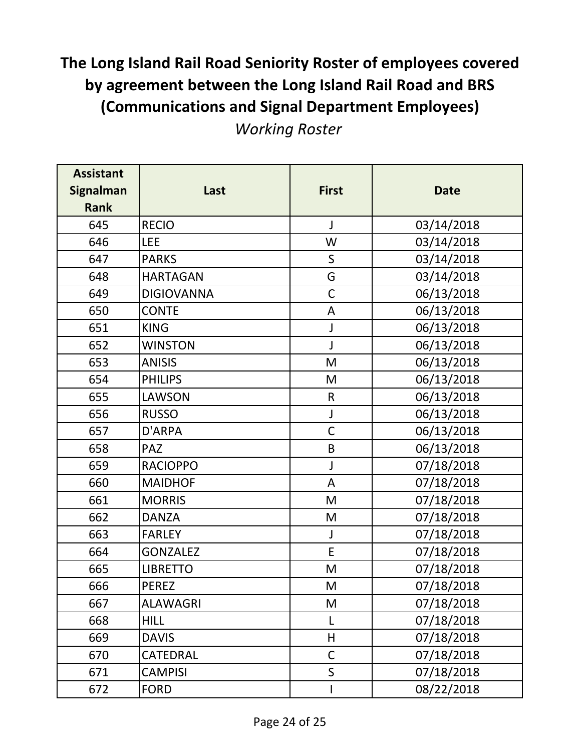# The Long Island Rail Road Seniority Roster of employees covered by agreement between the Long Island Rail Road and BRS (Communications and Signal Department Employees)

*Working Roster*

| Assistant Signalman Rank | Last | First | Date |
|---|---|---|---|
| 645 | RECIO | J | 03/14/2018 |
| 646 | LEE | W | 03/14/2018 |
| 647 | PARKS | S | 03/14/2018 |
| 648 | HARTAGAN | G | 03/14/2018 |
| 649 | DIGIOVANNA | C | 06/13/2018 |
| 650 | CONTE | A | 06/13/2018 |
| 651 | KING | J | 06/13/2018 |
| 652 | WINSTON | J | 06/13/2018 |
| 653 | ANISIS | M | 06/13/2018 |
| 654 | PHILIPS | M | 06/13/2018 |
| 655 | LAWSON | R | 06/13/2018 |
| 656 | RUSSO | J | 06/13/2018 |
| 657 | D'ARPA | C | 06/13/2018 |
| 658 | PAZ | B | 06/13/2018 |
| 659 | RACIOPPO | J | 07/18/2018 |
| 660 | MAIDHOF | A | 07/18/2018 |
| 661 | MORRIS | M | 07/18/2018 |
| 662 | DANZA | M | 07/18/2018 |
| 663 | FARLEY | J | 07/18/2018 |
| 664 | GONZALEZ | E | 07/18/2018 |
| 665 | LIBRETTO | M | 07/18/2018 |
| 666 | PEREZ | M | 07/18/2018 |
| 667 | ALAWAGRI | M | 07/18/2018 |
| 668 | HILL | L | 07/18/2018 |
| 669 | DAVIS | H | 07/18/2018 |
| 670 | CATEDRAL | C | 07/18/2018 |
| 671 | CAMPISI | S | 07/18/2018 |
| 672 | FORD | I | 08/22/2018 |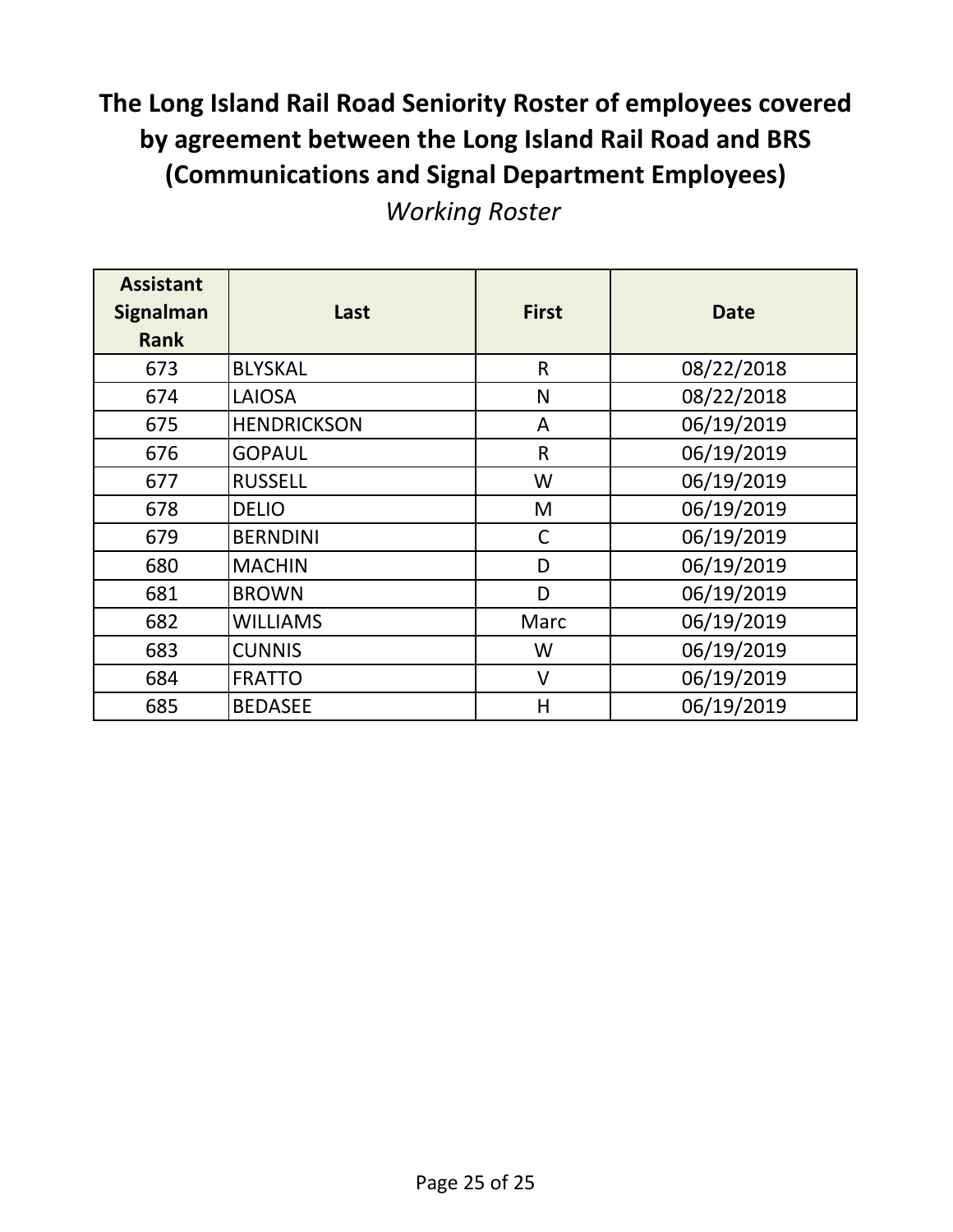# The Long Island Rail Road Seniority Roster of employees covered by agreement between the Long Island Rail Road and BRS (Communications and Signal Department Employees)

*Working Roster*

| Assistant Signalman Rank | Last | First | Date |
|---|---|---|---|
| 673 | BLYSKAL | R | 08/22/2018 |
| 674 | LAIOSA | N | 08/22/2018 |
| 675 | HENDRICKSON | A | 06/19/2019 |
| 676 | GOPAUL | R | 06/19/2019 |
| 677 | RUSSELL | W | 06/19/2019 |
| 678 | DELIO | M | 06/19/2019 |
| 679 | BERNDINI | C | 06/19/2019 |
| 680 | MACHIN | D | 06/19/2019 |
| 681 | BROWN | D | 06/19/2019 |
| 682 | WILLIAMS | Marc | 06/19/2019 |
| 683 | CUNNIS | W | 06/19/2019 |
| 684 | FRATTO | V | 06/19/2019 |
| 685 | BEDASEE | H | 06/19/2019 |